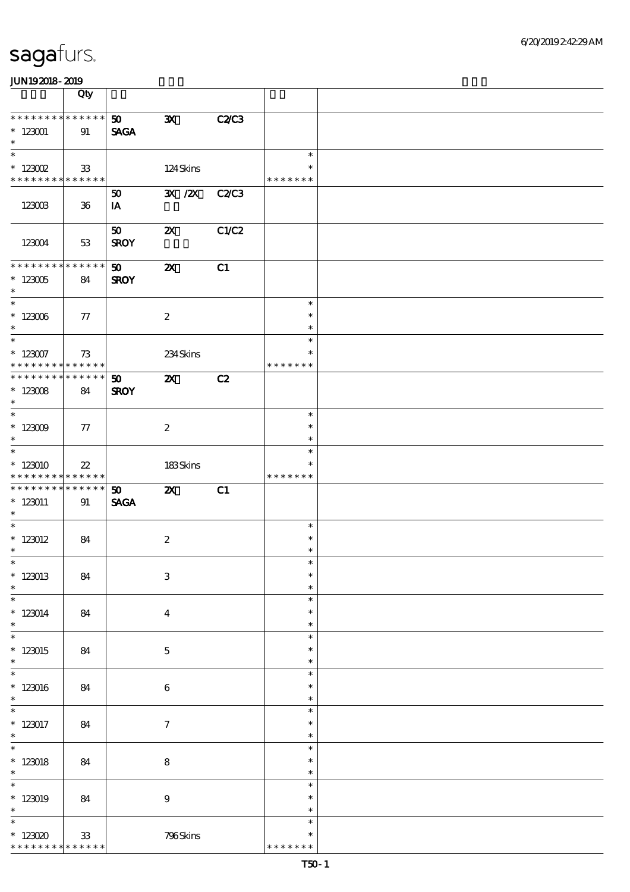| | Qty | | | | | |
|---|---|---|---|---|---|---|
| * * * * * * * * * * * * * * | | 50 | 3X | C2/C3 | | |
| * 123001 | 91 | SAGA | | | | |
| * | | | | | | |
| * | | | | | * | |
| * 123002 | 33 | | 124 Skins | | * | |
| * * * * * * * * * * * * * * | | | | | * * * * * * * | |
| | | 50 | 3X /2X | C2/C3 | | |
| 123003 | 36 | IA | | | | |
| | | 50 | 2X | C1/C2 | | |
| 123004 | 53 | SROY | | | | |
| * * * * * * * * * * * * * * | | 50 | 2X | C1 | | |
| * 123005 | 84 | SROY | | | | |
| * | | | | | | |
| * | | | | | * | |
| * 123006 | 77 | | 2 | | * | |
| * | | | | | * | |
| * | | | | | * | |
| * 123007 | 73 | | 234 Skins | | * | |
| * * * * * * * * * * * * * * | | | | | * * * * * * * | |
| * * * * * * * * * * * * * * | | 50 | 2X | C2 | | |
| * 123008 | 84 | SROY | | | | |
| * | | | | | | |
| * | | | | | * | |
| * 123009 | 77 | | 2 | | * | |
| * | | | | | * | |
| * | | | | | * | |
| * 123010 | 22 | | 183 Skins | | * | |
| * * * * * * * * * * * * * * | | | | | * * * * * * * | |
| * * * * * * * * * * * * * * | | 50 | 2X | C1 | | |
| * 123011 | 91 | SAGA | | | | |
| * | | | | | | |
| * | | | | | * | |
| * 123012 | 84 | | 2 | | * | |
| * | | | | | * | |
| * | | | | | * | |
| * 123013 | 84 | | 3 | | * | |
| * | | | | | * | |
| * | | | | | * | |
| * 123014 | 84 | | 4 | | * | |
| * | | | | | * | |
| * | | | | | * | |
| * 123015 | 84 | | 5 | | * | |
| * | | | | | * | |
| * | | | | | * | |
| * 123016 | 84 | | 6 | | * | |
| * | | | | | * | |
| * | | | | | * | |
| * 123017 | 84 | | 7 | | * | |
| * | | | | | * | |
| * | | | | | * | |
| * 123018 | 84 | | 8 | | * | |
| * | | | | | * | |
| * | | | | | * | |
| * 123019 | 84 | | 9 | | * | |
| * | | | | | * | |
| * | | | | | * | |
| * 123020 | 33 | | 796 Skins | | * | |
| * * * * * * * * * * * * * * | | | | | * * * * * * * | |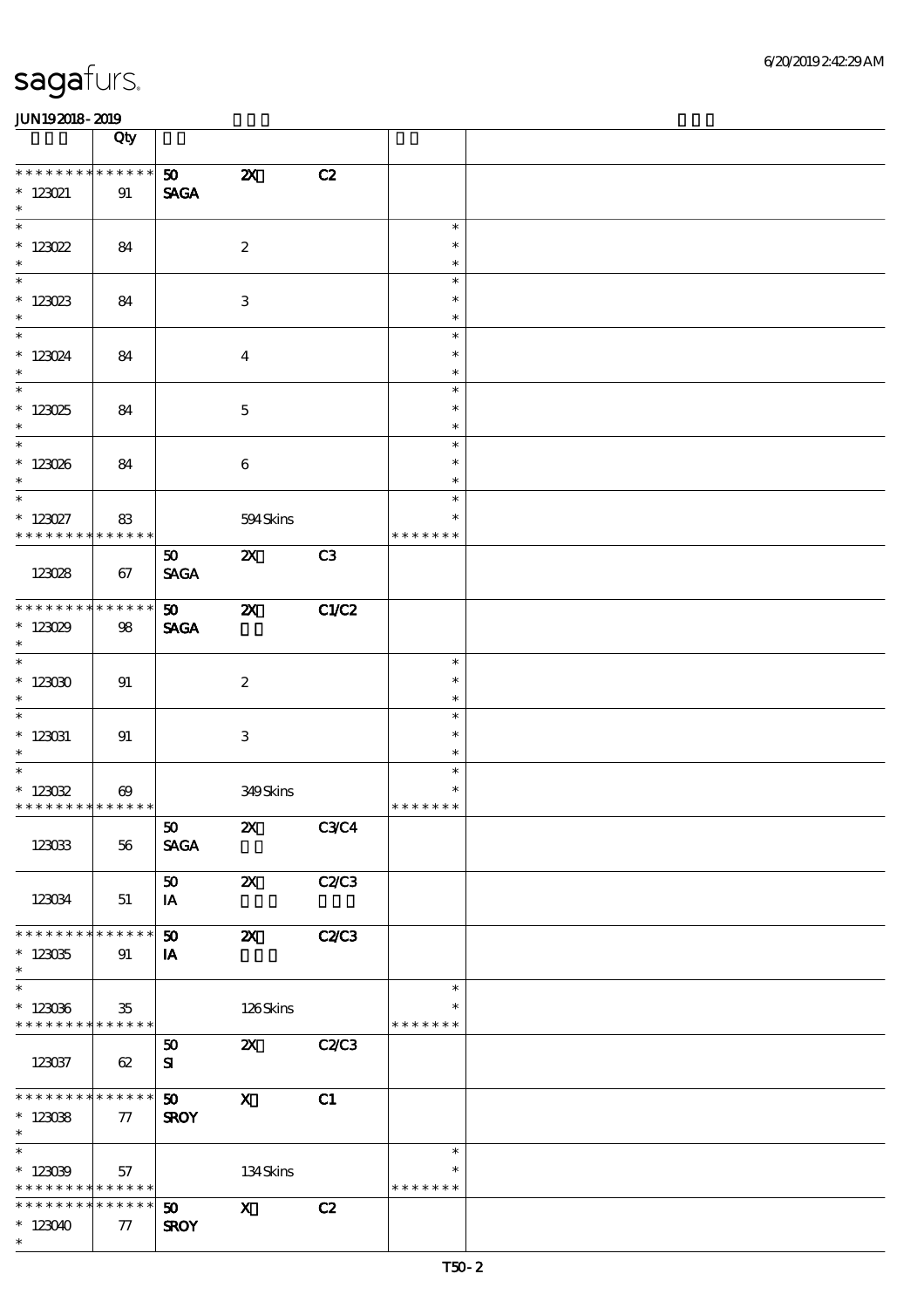# sagafurs.

JUN19 2018 - 2019

| | Qty | | | | | |
|---|---|---|---|---|---|---|
| * * * * * * * * * * * * * *<br>* 123021<br>* | 91 | 50<br>SAGA | 2X | C2 | | |
| *<br>* 123022<br>* | 84 | | 2 | | *<br>*<br>* | |
| *<br>* 123023<br>* | 84 | | 3 | | *<br>*<br>* | |
| *<br>* 123024<br>* | 84 | | 4 | | *<br>*<br>* | |
| *<br>* 123025<br>* | 84 | | 5 | | *<br>*<br>* | |
| *<br>* 123026<br>* | 84 | | 6 | | *<br>*<br>* | |
| *<br>* 123027<br>* * * * * * * * * * * * * * | 83 | | 594 Skins | | *<br>*<br>* * * * * * * | |
| 123028 | 67 | 50<br>SAGA | 2X | C3 | | |
| * * * * * * * * * * * * * *<br>* 123029<br>* | 98 | 50<br>SAGA | 2X | C1/C2 | | |
| *<br>* 123030<br>* | 91 | | 2 | | *<br>*<br>* | |
| *<br>* 123031<br>* | 91 | | 3 | | *<br>*<br>* | |
| *<br>* 123032<br>* * * * * * * * * * * * * * | 69 | | 349 Skins | | *<br>*<br>* * * * * * * | |
| 123033 | 56 | 50<br>SAGA | 2X | C3/C4 | | |
| 123034 | 51 | 50<br>IA | 2X | C2/C3 | | |
| * * * * * * * * * * * * * *<br>* 123035<br>* | 91 | 50<br>IA | 2X | C2/C3 | | |
| *<br>* 123036<br>* * * * * * * * * * * * * * | 35 | | 126 Skins | | *<br>*<br>* * * * * * * | |
| 123037 | 62 | 50<br>SI | 2X | C2/C3 | | |
| * * * * * * * * * * * * * *<br>* 123038<br>* | 77 | 50<br>SROY | X | C1 | | |
| *<br>* 123039<br>* * * * * * * * * * * * * * | 57 | | 134 Skins | | *<br>*<br>* * * * * * * | |
| * * * * * * * * * * * * * *<br>* 123040<br>* | 77 | 50<br>SROY | X | C2 | | |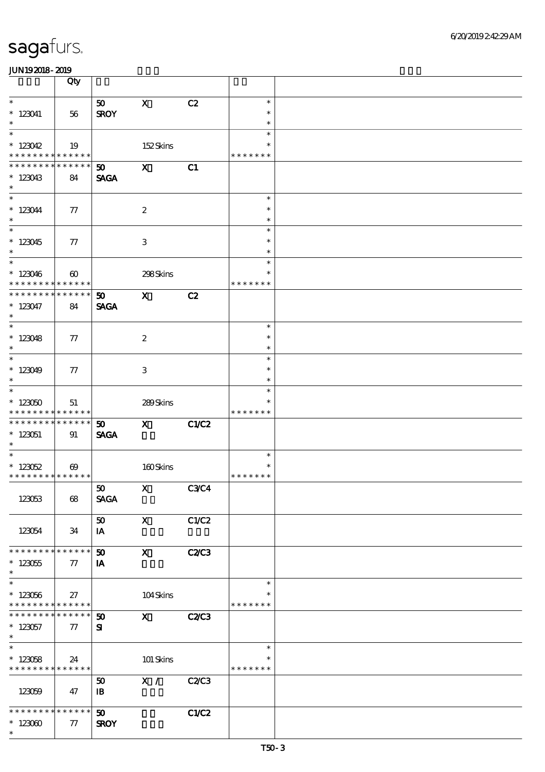sagafurs.

6/20/2019 2:42:29 AM

JUN19 2018 - 2019

| | Qty | | | | | |
|---|---|---|---|---|---|---|
| * <br> * 123041 <br> * | 56 | 50 <br> SROY | X | C2 | * <br> * <br> * | |
| * <br> * 123042 <br> * * * * * * * * * * * * * * | 19 | | 152 Skins | | * <br> * <br> * * * * * * * | |
| * * * * * * * * * * * * * * <br> * 123043 <br> * | 84 | 50 <br> SAGA | X | C1 | | |
| * <br> * 123044 <br> * | 77 | | 2 | | * <br> * <br> * | |
| * <br> * 123045 <br> * | 77 | | 3 | | * <br> * <br> * | |
| * <br> * 123046 <br> * * * * * * * * * * * * * * | 60 | | 298 Skins | | * <br> * <br> * * * * * * * | |
| * * * * * * * * * * * * * * <br> * 123047 <br> * | 84 | 50 <br> SAGA | X | C2 | | |
| * <br> * 123048 <br> * | 77 | | 2 | | * <br> * <br> * | |
| * <br> * 123049 <br> * | 77 | | 3 | | * <br> * <br> * | |
| * <br> * 123050 <br> * * * * * * * * * * * * * * | 51 | | 289 Skins | | * <br> * <br> * * * * * * * | |
| * * * * * * * * * * * * * * <br> * 123051 <br> * | 91 | 50 <br> SAGA | X | C1/C2 | | |
| * <br> * 123052 <br> * * * * * * * * * * * * * * | 69 | | 160 Skins | | * <br> * <br> * * * * * * * | |
| 123053 | 68 | 50 <br> SAGA | X | C3/C4 | | |
| 123054 | 34 | 50 <br> IA | X | C1/C2 | | |
| * * * * * * * * * * * * * * <br> * 123055 <br> * | 77 | 50 <br> IA | X | C2/C3 | | |
| * <br> * 123056 <br> * * * * * * * * * * * * * * | 27 | | 104 Skins | | * <br> * <br> * * * * * * * | |
| * * * * * * * * * * * * * * <br> * 123057 <br> * | 77 | 50 <br> SI | X | C2/C3 | | |
| * <br> * 123058 <br> * * * * * * * * * * * * * * | 24 | | 101 Skins | | * <br> * <br> * * * * * * * | |
| 123059 | 47 | 50 <br> IB | X / | C2/C3 | | |
| * * * * * * * * * * * * * * <br> * 123060 <br> * | 77 | 50 <br> SROY | | C1/C2 | | |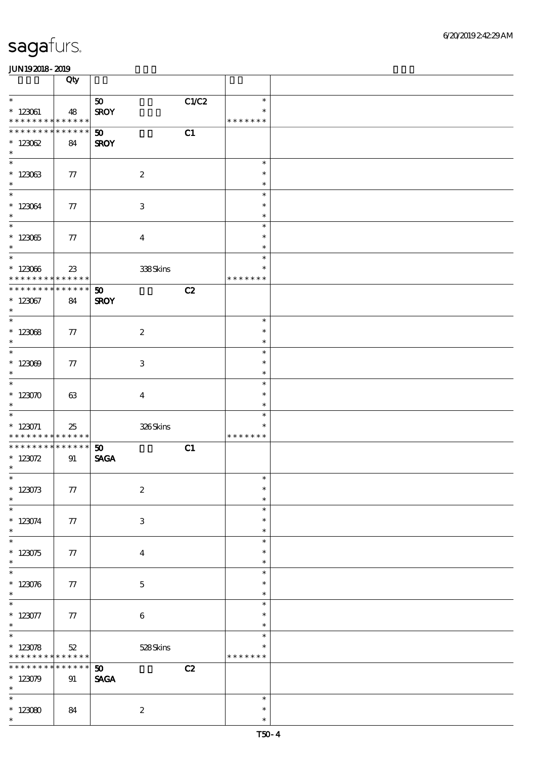sagafurs.

JUN19 2018 - 2019

| | Qty | | | | | |
|---|---|---|---|---|---|---|
| * <br> * 123061 <br> * * * * * * * * * * * * * * | 48 | 50 <br> SROY | | C1/C2 | * <br> * <br> * * * * * * * | |
| * * * * * * * * * * * * * * <br> * 123062 <br> * | 84 | 50 <br> SROY | | C1 | | |
| * <br> * 123063 <br> * | 77 | | 2 | | * <br> * <br> * | |
| * <br> * 123064 <br> * | 77 | | 3 | | * <br> * <br> * | |
| * <br> * 123065 <br> * | 77 | | 4 | | * <br> * <br> * | |
| * <br> * 123066 <br> * * * * * * * * * * * * * * | 23 | | 338 Skins | | * <br> * <br> * * * * * * * | |
| * * * * * * * * * * * * * * <br> * 123067 <br> * | 84 | 50 <br> SROY | | C2 | | |
| * <br> * 123068 <br> * | 77 | | 2 | | * <br> * <br> * | |
| * <br> * 123069 <br> * | 77 | | 3 | | * <br> * <br> * | |
| * <br> * 123070 <br> * | 63 | | 4 | | * <br> * <br> * | |
| * <br> * 123071 <br> * * * * * * * * * * * * * * | 25 | | 326 Skins | | * <br> * <br> * * * * * * * | |
| * * * * * * * * * * * * * * <br> * 123072 <br> * | 91 | 50 <br> SAGA | | C1 | | |
| * <br> * 123073 <br> * | 77 | | 2 | | * <br> * <br> * | |
| * <br> * 123074 <br> * | 77 | | 3 | | * <br> * <br> * | |
| * <br> * 123075 <br> * | 77 | | 4 | | * <br> * <br> * | |
| * <br> * 123076 <br> * | 77 | | 5 | | * <br> * <br> * | |
| * <br> * 123077 <br> * | 77 | | 6 | | * <br> * <br> * | |
| * <br> * 123078 <br> * * * * * * * * * * * * * * | 52 | | 528 Skins | | * <br> * <br> * * * * * * * | |
| * * * * * * * * * * * * * * <br> * 123079 <br> * | 91 | 50 <br> SAGA | | C2 | | |
| * <br> * 123080 <br> * | 84 | | 2 | | * <br> * <br> * | |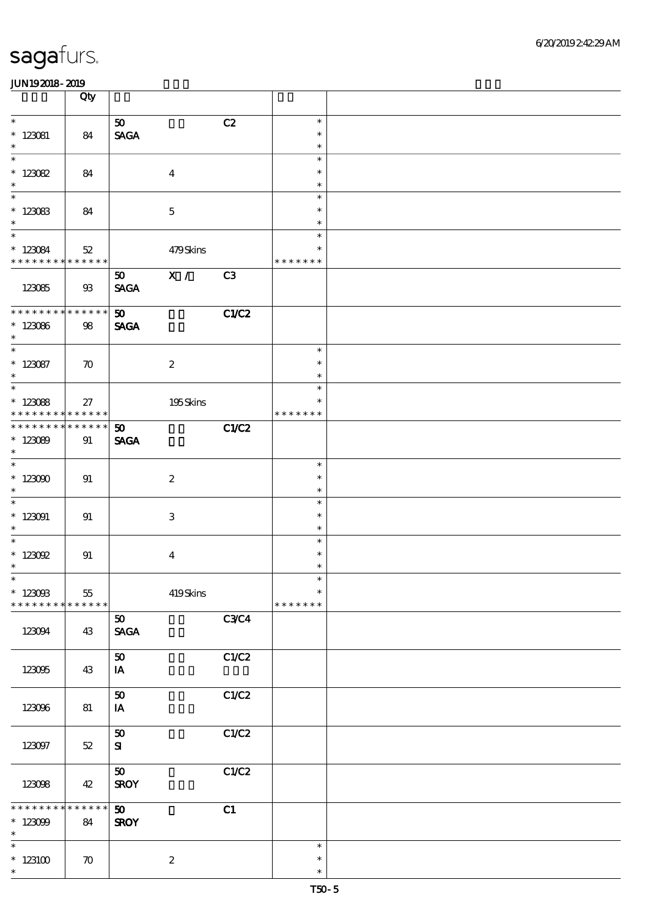| | Qty | | | | | |
|---|---|---|---|---|---|---|
| * <br>* 123081<br>* | 84 | 50<br>SAGA | | C2 | *<br>*<br>* | |
| * <br>* 123082<br>* | 84 | | 4 | | *<br>*<br>* | |
| * <br>* 123083<br>* | 84 | | 5 | | *<br>*<br>* | |
| * <br>* 123084<br>* * * * * * * * * * * * * * | 52 | | 479 Skins | | *<br>*<br>* * * * * * * | |
| 123085 | 93 | 50<br>SAGA | X / | C3 | | |
| * * * * * * * * * * * * * *<br>* 123086<br>* | 98 | 50<br>SAGA | | C1/C2 | | |
| * <br>* 123087<br>* | 70 | | 2 | | *<br>*<br>* | |
| * <br>* 123088<br>* * * * * * * * * * * * * * | 27 | | 195 Skins | | *<br>*<br>* * * * * * * | |
| * * * * * * * * * * * * * *<br>* 123089<br>* | 91 | 50<br>SAGA | | C1/C2 | | |
| * <br>* 123090<br>* | 91 | | 2 | | *<br>*<br>* | |
| * <br>* 123091<br>* | 91 | | 3 | | *<br>*<br>* | |
| * <br>* 123092<br>* | 91 | | 4 | | *<br>*<br>* | |
| * <br>* 123093<br>* * * * * * * * * * * * * * | 55 | | 419 Skins | | *<br>*<br>* * * * * * * | |
| 123094 | 43 | 50<br>SAGA | | C3/C4 | | |
| 123095 | 43 | 50<br>IA | | C1/C2 | | |
| 123096 | 81 | 50<br>IA | | C1/C2 | | |
| 123097 | 52 | 50<br>SI | | C1/C2 | | |
| 123098 | 42 | 50<br>SROY | | C1/C2 | | |
| * * * * * * * * * * * * * *<br>* 123099<br>* | 84 | 50<br>SROY | | C1 | | |
| * <br>* 123100<br>* | 70 | | 2 | | *<br>*<br>* | |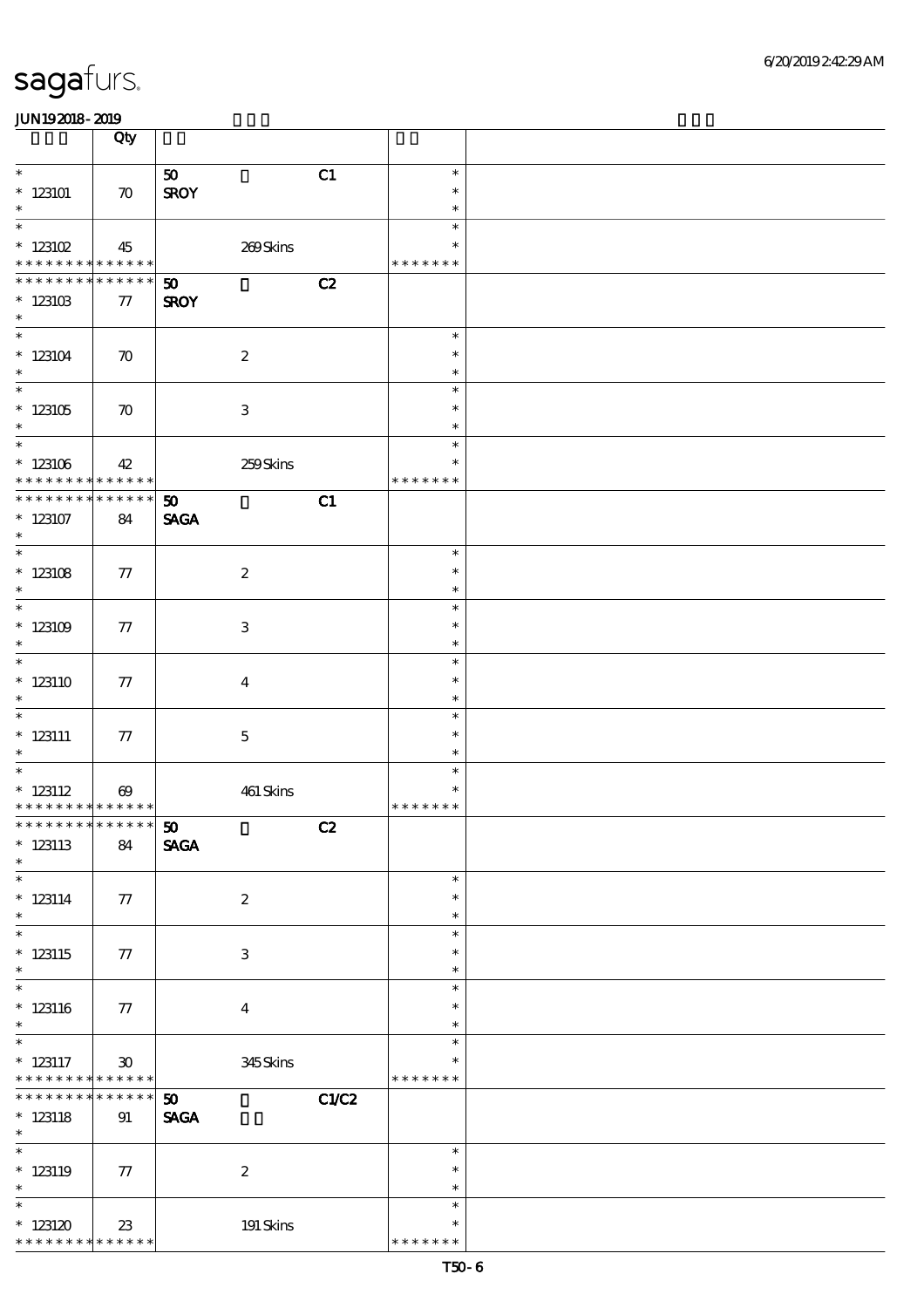sagafurs.

JUN19 2018 - 2019

| | Qty | | | | | |
|---|---|---|---|---|---|---|
| * 123101 * | 70 | 50 SROY | | C1 | * * * | |
| * 123102 * * * * * * * * * * * * * | 45 | | 269 Skins | | * * * * * * * * * | |
| * * * * * * * * * * * * * * 123103 * | 77 | 50 SROY | | C2 | | |
| * 123104 * | 70 | | 2 | | * * * | |
| * 123105 * | 70 | | 3 | | * * * | |
| * 123106 * * * * * * * * * * * * * | 42 | | 259 Skins | | * * * * * * * * * | |
| * * * * * * * * * * * * * * 123107 * | 84 | 50 SAGA | | C1 | | |
| * 123108 * | 77 | | 2 | | * * * | |
| * 123109 * | 77 | | 3 | | * * * | |
| * 123110 * | 77 | | 4 | | * * * | |
| * 123111 * | 77 | | 5 | | * * * | |
| * 123112 * * * * * * * * * * * * * | 69 | | 461 Skins | | * * * * * * * * * | |
| * * * * * * * * * * * * * * 123113 * | 84 | 50 SAGA | | C2 | | |
| * 123114 * | 77 | | 2 | | * * * | |
| * 123115 * | 77 | | 3 | | * * * | |
| * 123116 * | 77 | | 4 | | * * * | |
| * 123117 * * * * * * * * * * * * * | 30 | | 345 Skins | | * * * * * * * * * | |
| * * * * * * * * * * * * * * 123118 * | 91 | 50 SAGA | | C1/C2 | | |
| * 123119 * | 77 | | 2 | | * * * | |
| * 123120 * * * * * * * * * * * * * | 23 | | 191 Skins | | * * * * * * * * * | |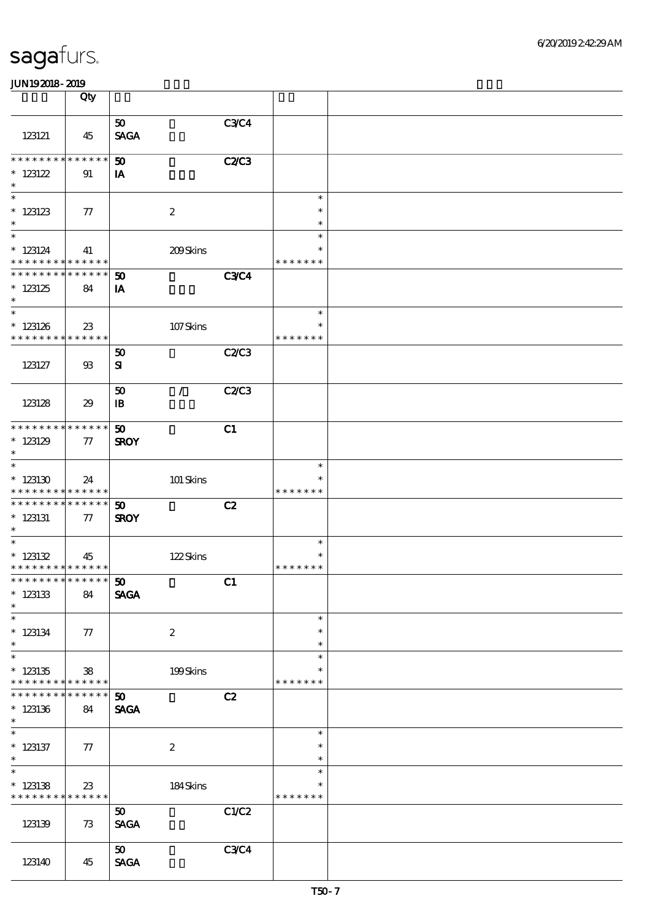sagafurs.

JUN19 2018 - 2019

| | Qty | | | | | |
|---|---|---|---|---|---|---|
| 123121 | 45 | 50 SAGA | | C3/C4 | | |
| * * * * * * * * * * * * * * 123122 * | 91 | 50 IA | | C2/C3 | | |
| * * 123123 * | 77 | | 2 | | * * * | |
| * * 123124 * * * * * * * * * * * * * * | 41 | | 209 Skins | | * * * * * * * * * | |
| * * * * * * * * * * * * * * 123125 * | 84 | 50 IA | | C3/C4 | | |
| * * 123126 * * * * * * * * * * * * * * | 23 | | 107 Skins | | * * * * * * * * * | |
| 123127 | 93 | 50 SI | | C2/C3 | | |
| 123128 | 29 | 50 IB | / | C2/C3 | | |
| * * * * * * * * * * * * * * 123129 * | 77 | 50 SROY | | C1 | | |
| * * 123130 * * * * * * * * * * * * * * | 24 | | 101 Skins | | * * * * * * * * * | |
| * * * * * * * * * * * * * * 123131 * | 77 | 50 SROY | | C2 | | |
| * * 123132 * * * * * * * * * * * * * * | 45 | | 122 Skins | | * * * * * * * * * | |
| * * * * * * * * * * * * * * 123133 * | 84 | 50 SAGA | | C1 | | |
| * * 123134 * | 77 | | 2 | | * * * | |
| * * 123135 * * * * * * * * * * * * * * | 38 | | 199 Skins | | * * * * * * * * * | |
| * * * * * * * * * * * * * * 123136 * | 84 | 50 SAGA | | C2 | | |
| * * 123137 * | 77 | | 2 | | * * * | |
| * * 123138 * * * * * * * * * * * * * * | 23 | | 184 Skins | | * * * * * * * * * | |
| 123139 | 73 | 50 SAGA | | C1/C2 | | |
| 123140 | 45 | 50 SAGA | | C3/C4 | | |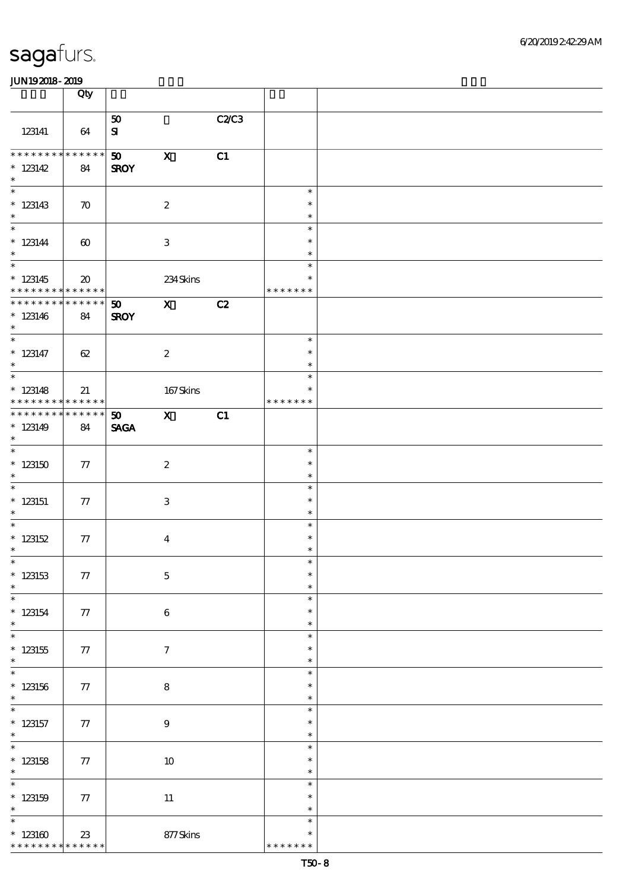sagafurs.

JUN19 2018 - 2019

| | Qty | | | | | |
|---|---|---|---|---|---|---|
| 123141 | 64 | 50 SI | | C2/C3 | | |
| * * * * * * * * * * * * * * 123142 * | 84 | 50 SROY | X | C1 | | |
| * * 123143 * | 70 | | 2 | | * * * | |
| * * 123144 * | 60 | | 3 | | * * * | |
| * * 123145 * * * * * * * * * * * * * | 20 | | 234 Skins | | * * * * * * * * * | |
| * * * * * * * * * * * * * * 123146 * | 84 | 50 SROY | X | C2 | | |
| * * 123147 * | 62 | | 2 | | * * * | |
| * * 123148 * * * * * * * * * * * * * | 21 | | 167 Skins | | * * * * * * * * * | |
| * * * * * * * * * * * * * * 123149 * | 84 | 50 SAGA | X | C1 | | |
| * * 123150 * | 77 | | 2 | | * * * | |
| * * 123151 * | 77 | | 3 | | * * * | |
| * * 123152 * | 77 | | 4 | | * * * | |
| * * 123153 * | 77 | | 5 | | * * * | |
| * * 123154 * | 77 | | 6 | | * * * | |
| * * 123155 * | 77 | | 7 | | * * * | |
| * * 123156 * | 77 | | 8 | | * * * | |
| * * 123157 * | 77 | | 9 | | * * * | |
| * * 123158 * | 77 | | 10 | | * * * | |
| * * 123159 * | 77 | | 11 | | * * * | |
| * * 123160 * * * * * * * * * * * * * | 23 | | 877 Skins | | * * * * * * * * * | |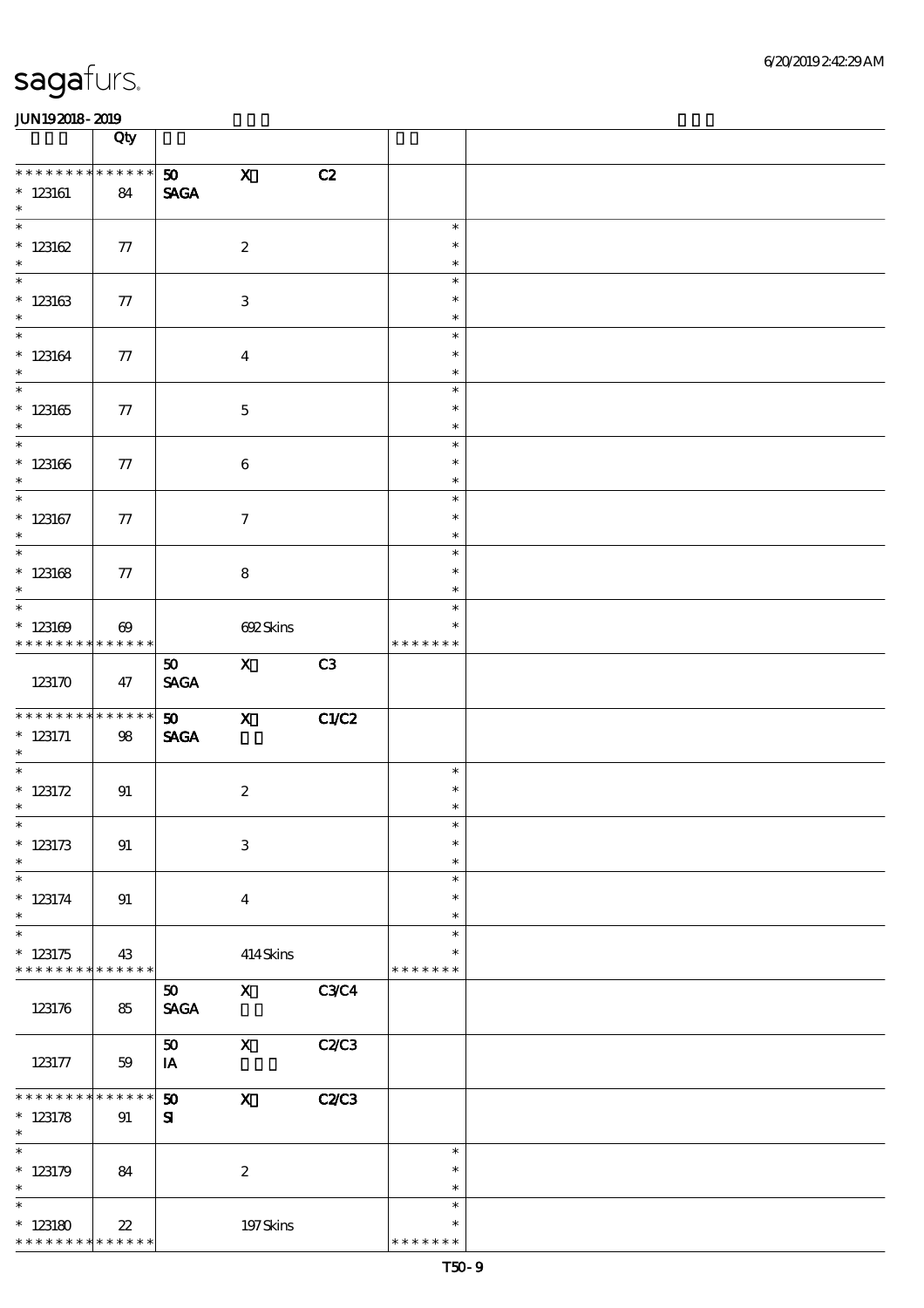sagafurs.

JUN19 2018 - 2019

| | Qty | | | | | |
|---|---|---|---|---|---|---|
| * * * * * * * * * * * * * * | 50 | X | C2 | | | |
| * 123161 | 84 | SAGA | | | | |
| * 123162 | 77 | | 2 | | * | |
| * 123163 | 77 | | 3 | | * | |
| * 123164 | 77 | | 4 | | * | |
| * 123165 | 77 | | 5 | | * | |
| * 123166 | 77 | | 6 | | * | |
| * 123167 | 77 | | 7 | | * | |
| * 123168 | 77 | | 8 | | * | |
| * 123169 | 69 | | 692 Skins | | * * * * * * * | |
| 123170 | 47 | 50 SAGA | X | C3 | | |
| * * * * * * * * * * * * * * | 50 | X | C1/C2 | | | |
| * 123171 | 98 | SAGA | | | | |
| * 123172 | 91 | | 2 | | * | |
| * 123173 | 91 | | 3 | | * | |
| * 123174 | 91 | | 4 | | * | |
| * 123175 | 43 | | 414 Skins | | * * * * * * * | |
| 123176 | 85 | 50 SAGA | X | C3/C4 | | |
| 123177 | 59 | 50 IA | X | C2/C3 | | |
| * * * * * * * * * * * * * * | 50 | X | C2/C3 | | | |
| * 123178 | 91 | SI | | | | |
| * 123179 | 84 | | 2 | | * | |
| * 123180 | 22 | | 197 Skins | | * * * * * * * | |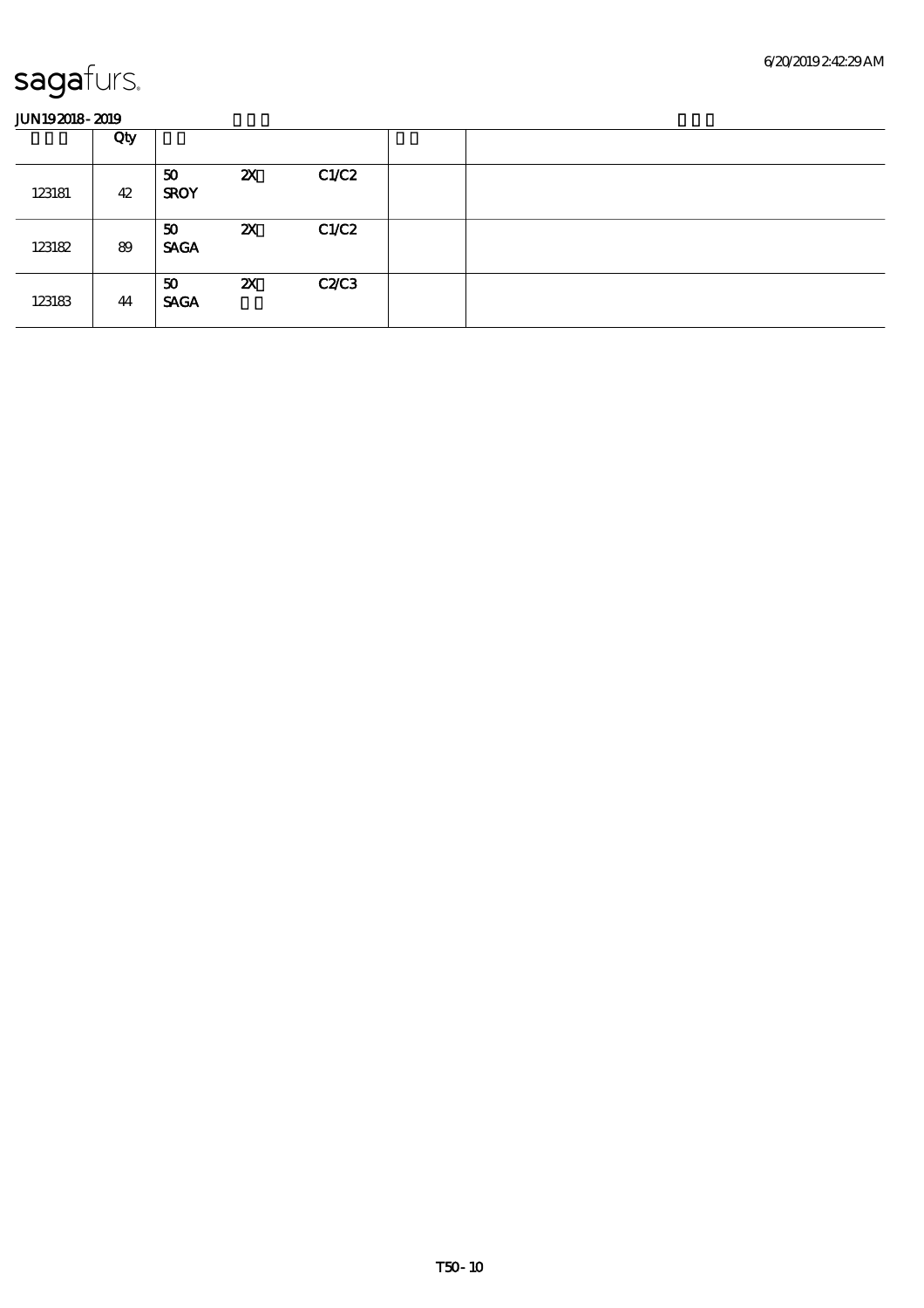sagafurs.

JUN19 2018 - 2019

| | Qty | | | | | |
|---|---|---|---|---|---|---|
| 123181 | 42 | 50<br>SROY | 2X | C1/C2 | | |
| 123182 | 89 | 50<br>SAGA | 2X | C1/C2 | | |
| 123183 | 44 | 50<br>SAGA | 2X | C2/C3 | | |

T50 - 10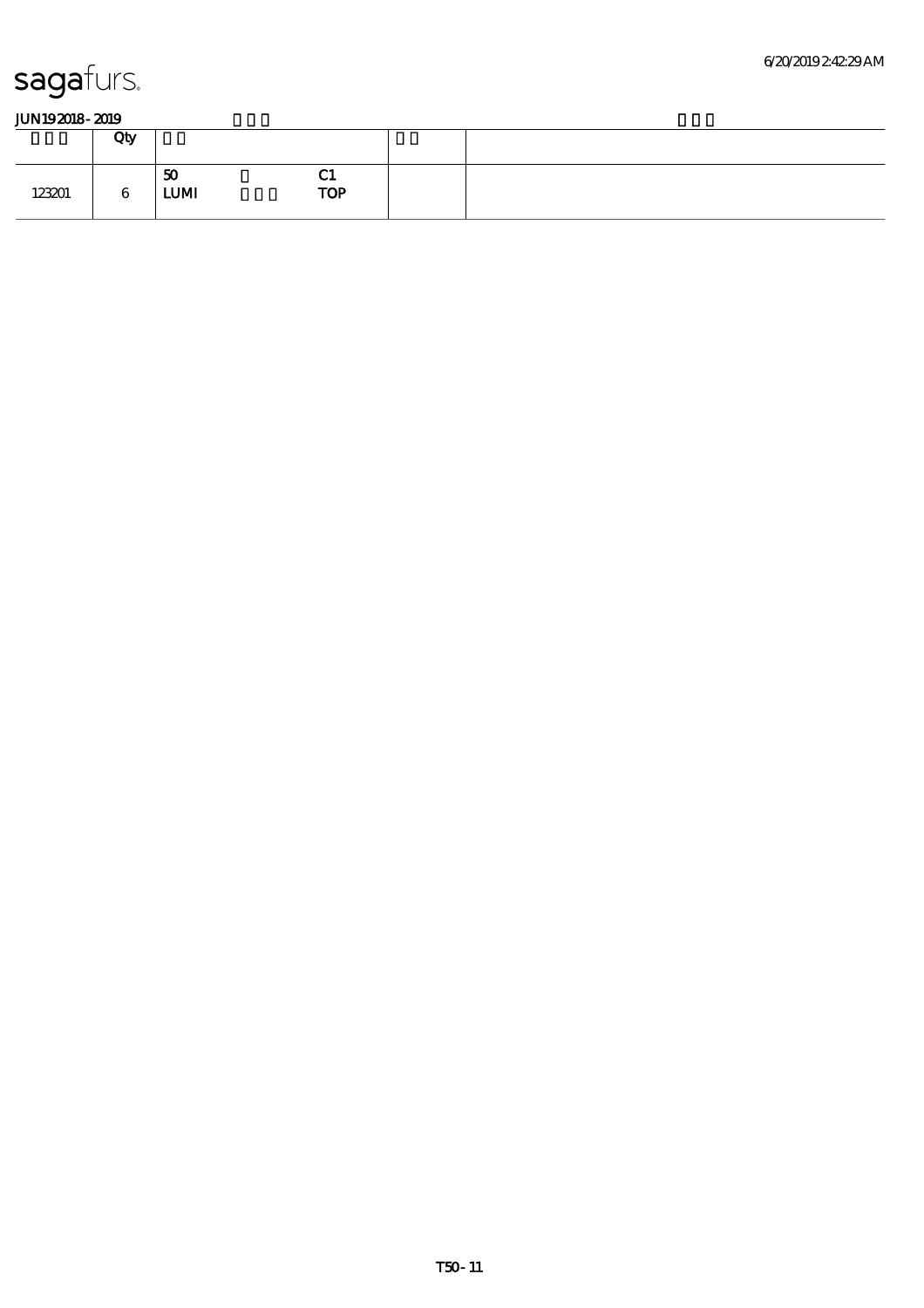sagafurs.

JUN19 2018 - 2019

| | Qty | | | | |
|---|---|---|---|---|---|
| 123201 | 6 | 50<br>LUMI | C1<br>TOP | | |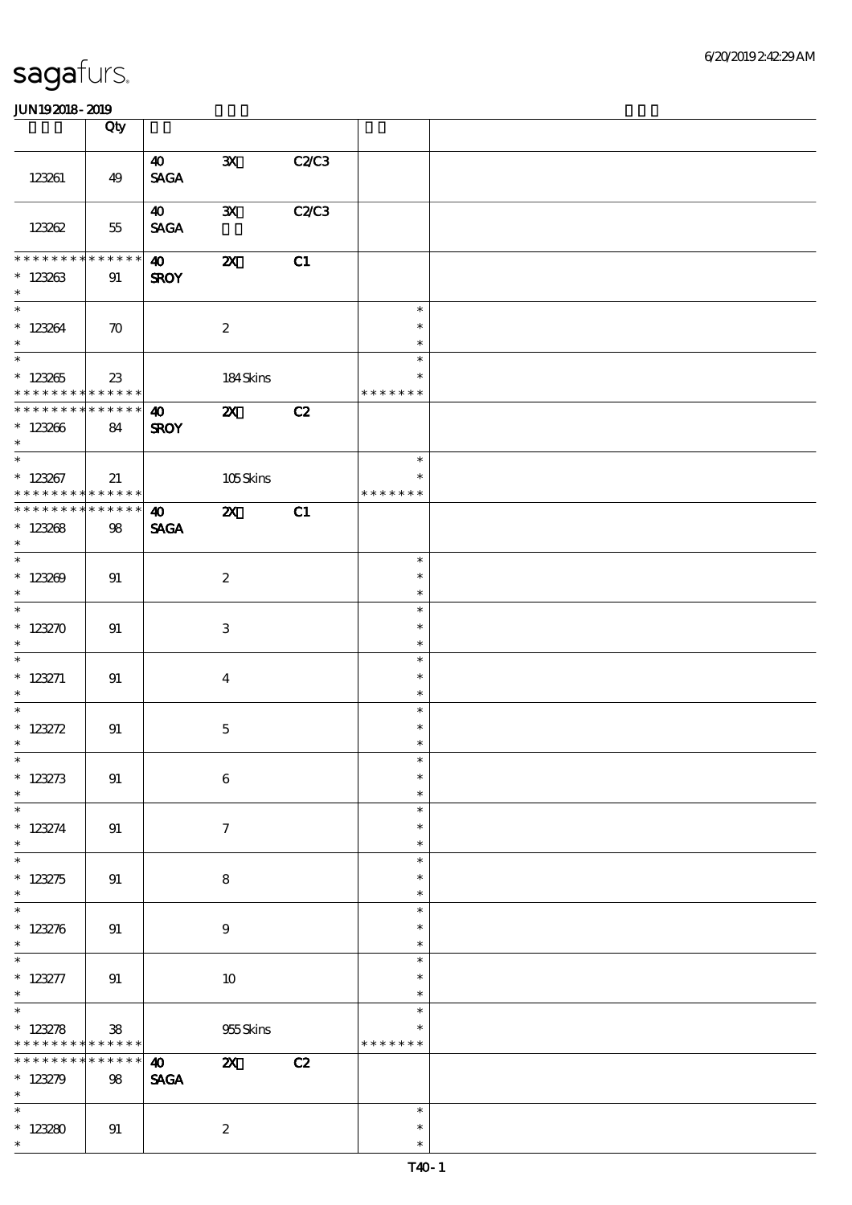**sagafurs.**

JUN19 2018 - 2019

| | Qty | | | | | |
|---|---|---|---|---|---|---|
| 123261 | 49 | 40 SAGA | 3X | C2/C3 | | |
| 123262 | 55 | 40 SAGA | 3X | C2/C3 | | |
| * * * * * * * * * * * * * * 123263 * | 91 | 40 SROY | 2X | C1 | | |
| * 123264 * | 70 | | 2 | | * * * | |
| * 123265 * * * * * * * * * * * * * * | 23 | | 184 Skins | | * * * * * * * * | |
| * * * * * * * * * * * * * * 123266 * | 84 | 40 SROY | 2X | C2 | | |
| * 123267 * * * * * * * * * * * * * * | 21 | | 105 Skins | | * * * * * * * * | |
| * * * * * * * * * * * * * * 123268 * | 98 | 40 SAGA | 2X | C1 | | |
| * 123269 * | 91 | | 2 | | * * * | |
| * 123270 * | 91 | | 3 | | * * * | |
| * 123271 * | 91 | | 4 | | * * * | |
| * 123272 * | 91 | | 5 | | * * * | |
| * 123273 * | 91 | | 6 | | * * * | |
| * 123274 * | 91 | | 7 | | * * * | |
| * 123275 * | 91 | | 8 | | * * * | |
| * 123276 * | 91 | | 9 | | * * * | |
| * 123277 * | 91 | | 10 | | * * * | |
| * 123278 * * * * * * * * * * * * * * | 38 | | 955 Skins | | * * * * * * * * | |
| * * * * * * * * * * * * * * 123279 * | 98 | 40 SAGA | 2X | C2 | | |
| * 123280 * | 91 | | 2 | | * * * | |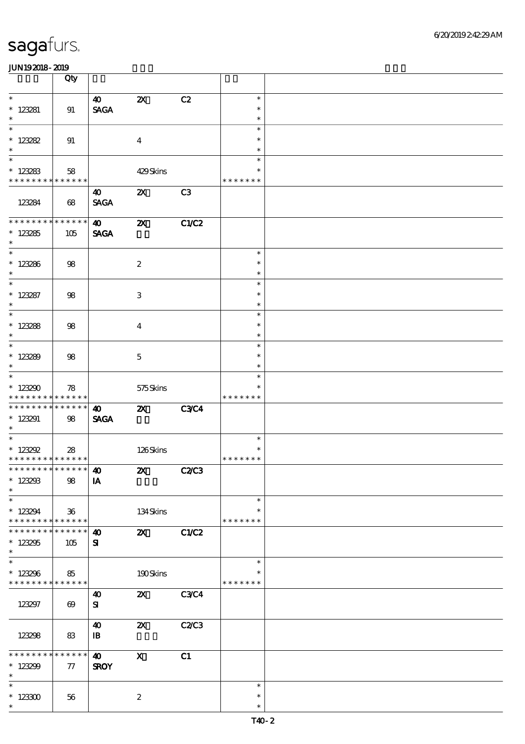| Qty | | | | | |
|---|---|---|---|---|---|
| * 123281 * | 91 | 40 SAGA | 2X | C2 | * * * |
| * 123282 * | 91 | | 4 | | * * * |
| * 123283 * * * * * * * * * * * * * | 58 | | 429 Skins | | * * * * * * * * |
| 123284 | 68 | 40 SAGA | 2X | C3 | |
| * * * * * * * * * * * * * * 123285 * | 105 | 40 SAGA | 2X | C1/C2 | |
| * 123286 * | 98 | | 2 | | * * * |
| * 123287 * | 98 | | 3 | | * * * |
| * 123288 * | 98 | | 4 | | * * * |
| * 123289 * | 98 | | 5 | | * * * |
| * 123290 * * * * * * * * * * * * * | 78 | | 575 Skins | | * * * * * * * * |
| * * * * * * * * * * * * * * 123291 * | 98 | 40 SAGA | 2X | C3/C4 | |
| * 123292 * * * * * * * * * * * * * | 28 | | 126 Skins | | * * * * * * * * |
| * * * * * * * * * * * * * * 123293 * | 98 | 40 IA | 2X | C2/C3 | |
| * 123294 * * * * * * * * * * * * * | 36 | | 134 Skins | | * * * * * * * * |
| * * * * * * * * * * * * * * 123295 * | 105 | 40 SI | 2X | C1/C2 | |
| * 123296 * * * * * * * * * * * * * | 85 | | 190 Skins | | * * * * * * * * |
| 123297 | 69 | 40 SI | 2X | C3/C4 | |
| 123298 | 83 | 40 IB | 2X | C2/C3 | |
| * * * * * * * * * * * * * * 123299 * | 77 | 40 SROY | X | C1 | |
| * 123300 * | 56 | | 2 | | * * * |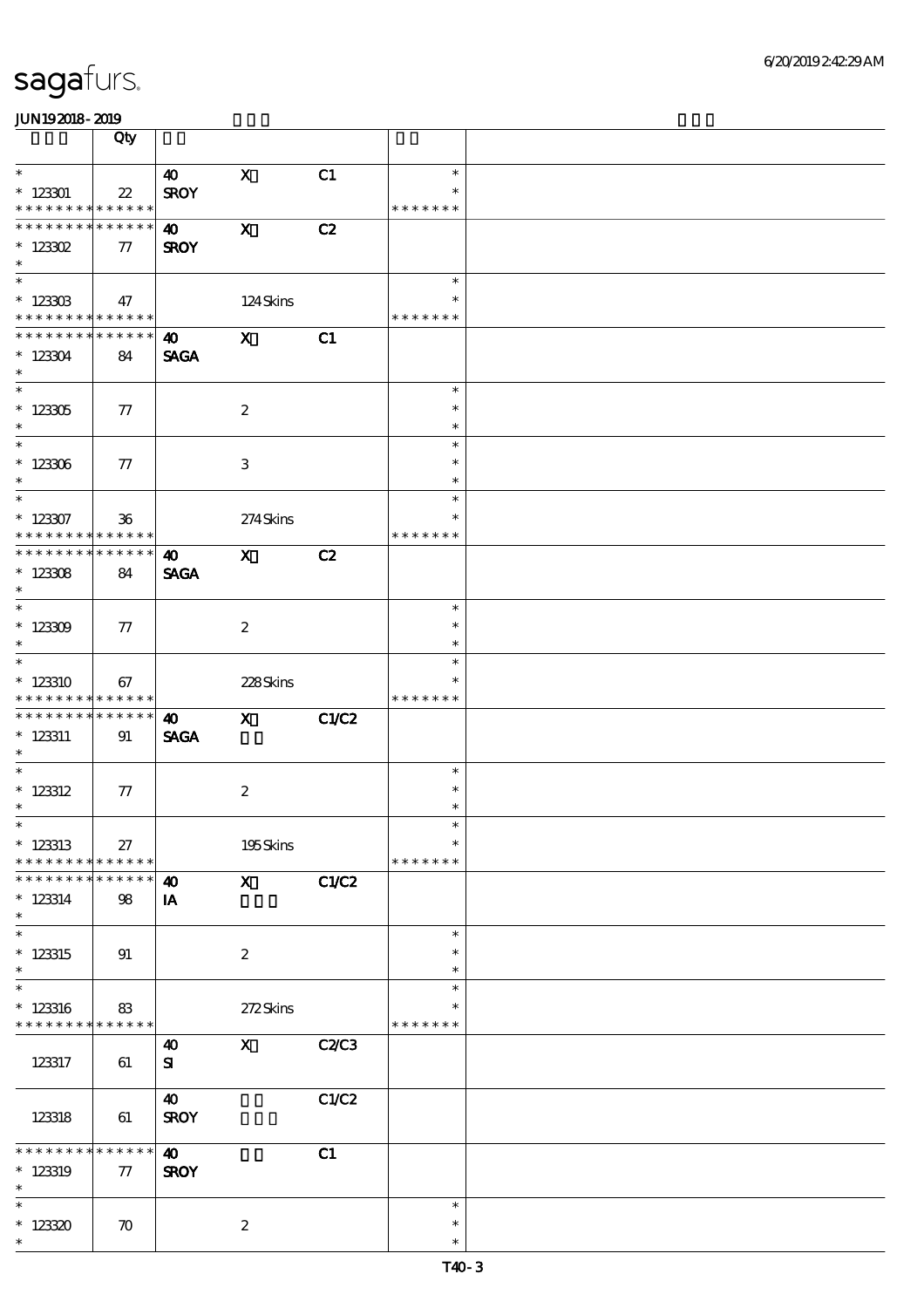| | Qty | | | | | |
|---|---|---|---|---|---|---|
| * | | 40 | X | C1 | * | |
| * 123301 | 22 | SROY | | | * | |
| * * * * * * * * * * * * * * | | | | | * * * * * * * | |
| * * * * * * * * * * * * * * | | 40 | X | C2 | | |
| * 123302 | 77 | SROY | | | | |
| * | | | | | | |
| * | | | | | * | |
| * 123303 | 47 | | 124 Skins | | * | |
| * * * * * * * * * * * * * * | | | | | * * * * * * * | |
| * * * * * * * * * * * * * * | | 40 | X | C1 | | |
| * 123304 | 84 | SAGA | | | | |
| * | | | | | | |
| * | | | | | * | |
| * 123305 | 77 | | 2 | | * | |
| * | | | | | * | |
| * | | | | | * | |
| * 123306 | 77 | | 3 | | * | |
| * | | | | | * | |
| * | | | | | * | |
| * 123307 | 36 | | 274 Skins | | * | |
| * * * * * * * * * * * * * * | | | | | * * * * * * * | |
| * * * * * * * * * * * * * * | | 40 | X | C2 | | |
| * 123308 | 84 | SAGA | | | | |
| * | | | | | | |
| * | | | | | * | |
| * 123309 | 77 | | 2 | | * | |
| * | | | | | * | |
| * | | | | | * | |
| * 123310 | 67 | | 228 Skins | | * | |
| * * * * * * * * * * * * * * | | | | | * * * * * * * | |
| * * * * * * * * * * * * * * | | 40 | X | C1/C2 | | |
| * 123311 | 91 | SAGA | | | | |
| * | | | | | | |
| * | | | | | * | |
| * 123312 | 77 | | 2 | | * | |
| * | | | | | * | |
| * | | | | | * | |
| * 123313 | 27 | | 195 Skins | | * | |
| * * * * * * * * * * * * * * | | | | | * * * * * * * | |
| * * * * * * * * * * * * * * | | 40 | X | C1/C2 | | |
| * 123314 | 98 | IA | | | | |
| * | | | | | | |
| * | | | | | * | |
| * 123315 | 91 | | 2 | | * | |
| * | | | | | * | |
| * | | | | | * | |
| * 123316 | 83 | | 272 Skins | | * | |
| * * * * * * * * * * * * * * | | | | | * * * * * * * | |
| 123317 | 61 | 40 SI | X | C2/C3 | | |
| 123318 | 61 | 40 SROY | | C1/C2 | | |
| * * * * * * * * * * * * * * | | 40 | | C1 | | |
| * 123319 | 77 | SROY | | | | |
| * | | | | | | |
| * | | | | | * | |
| * 123320 | 70 | | 2 | | * | |
| * | | | | | * | |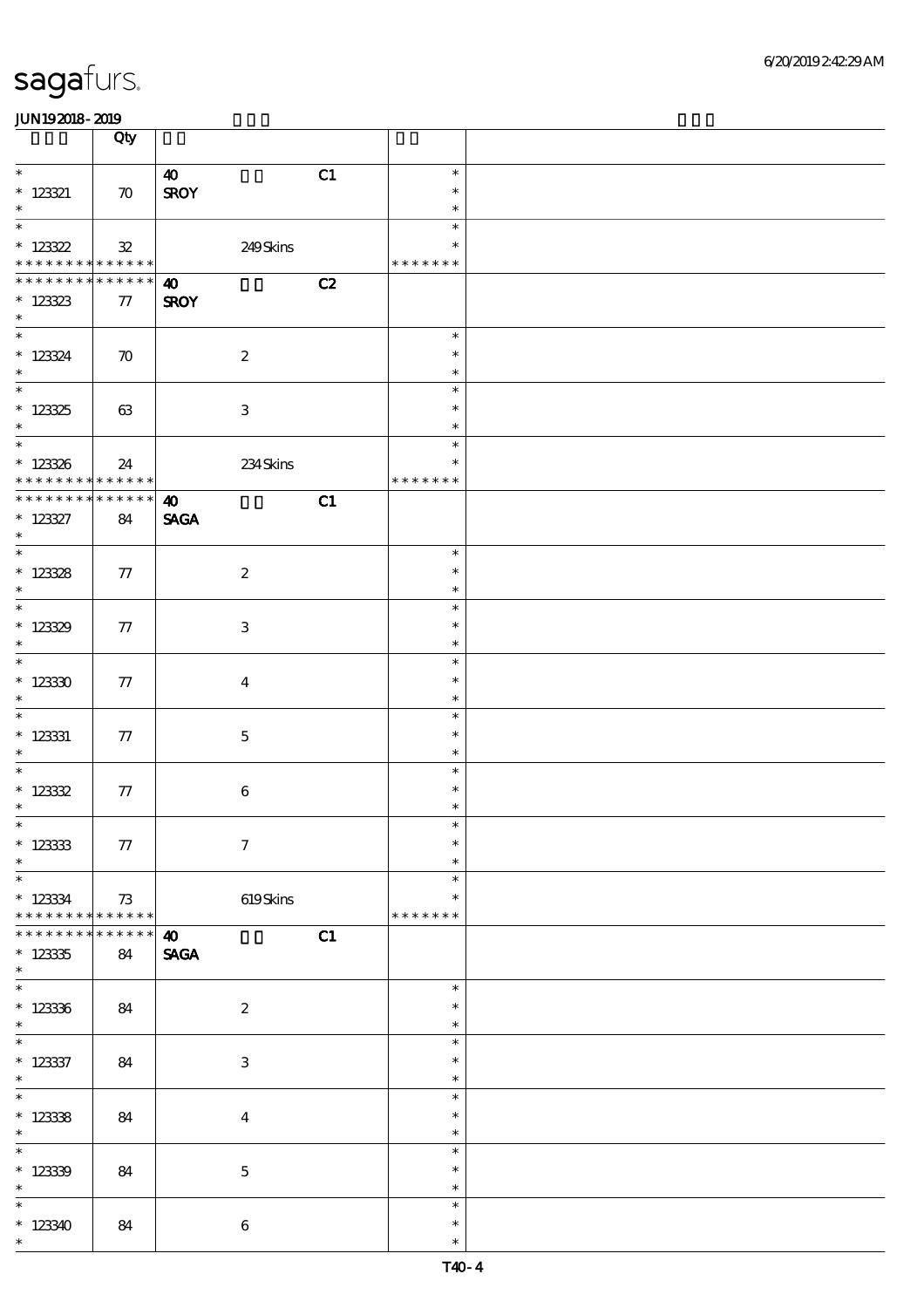| | Qty | | | | |
|---|---|---|---|---|---|
| * <br> * 123321 <br> * | 70 | 40 <br> SROY | C1 | * <br> * <br> * | |
| * <br> * 123322 <br> * * * * * * * * * * * * * * | 32 | 249 Skins | | * <br> * <br> * * * * * * * | |
| * * * * * * * * * * * * * * <br> * 123323 <br> * | 77 | 40 <br> SROY | C2 | | |
| * <br> * 123324 <br> * | 70 | 2 | | * <br> * <br> * | |
| * <br> * 123325 <br> * | 63 | 3 | | * <br> * <br> * | |
| * <br> * 123326 <br> * * * * * * * * * * * * * * | 24 | 234 Skins | | * <br> * <br> * * * * * * * | |
| * * * * * * * * * * * * * * <br> * 123327 <br> * | 84 | 40 <br> SAGA | C1 | | |
| * <br> * 123328 <br> * | 77 | 2 | | * <br> * <br> * | |
| * <br> * 123329 <br> * | 77 | 3 | | * <br> * <br> * | |
| * <br> * 123330 <br> * | 77 | 4 | | * <br> * <br> * | |
| * <br> * 123331 <br> * | 77 | 5 | | * <br> * <br> * | |
| * <br> * 123332 <br> * | 77 | 6 | | * <br> * <br> * | |
| * <br> * 123333 <br> * | 77 | 7 | | * <br> * <br> * | |
| * <br> * 123334 <br> * * * * * * * * * * * * * * | 73 | 619 Skins | | * <br> * <br> * * * * * * * | |
| * * * * * * * * * * * * * * <br> * 123335 <br> * | 84 | 40 <br> SAGA | C1 | | |
| * <br> * 123336 <br> * | 84 | 2 | | * <br> * <br> * | |
| * <br> * 123337 <br> * | 84 | 3 | | * <br> * <br> * | |
| * <br> * 123338 <br> * | 84 | 4 | | * <br> * <br> * | |
| * <br> * 123339 <br> * | 84 | 5 | | * <br> * <br> * | |
| * <br> * 123340 <br> * | 84 | 6 | | * <br> * <br> * | |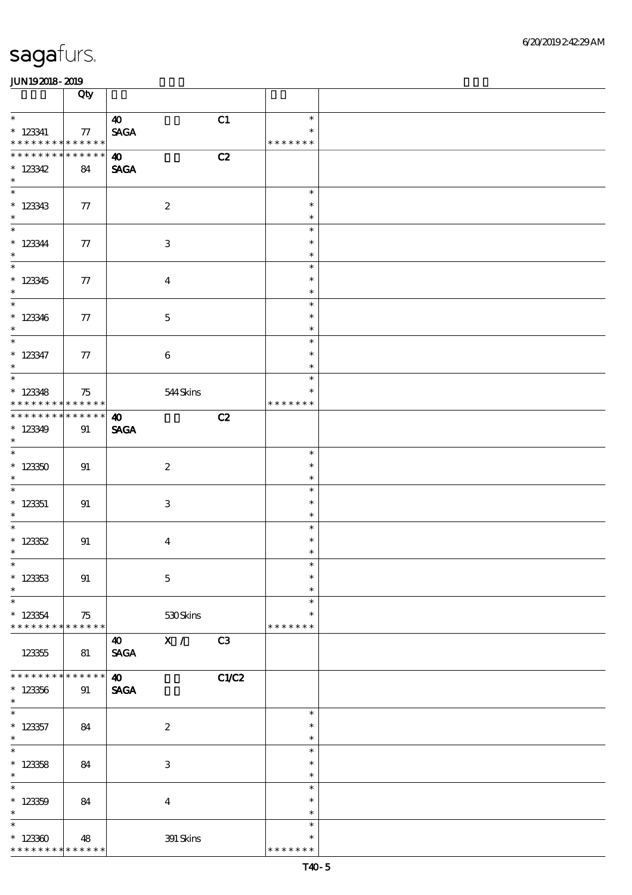# sagafurs.

JUN19 2018 - 2019

| | Qty | | | | | |
|---|---|---|---|---|---|---|
| * <br> * 123341 <br> * * * * * * * * * * * * * | 77 | 40 <br> SAGA | | C1 | * <br> * <br> * * * * * * * | |
| * * * * * * * * * * * * * <br> * 123342 <br> * | 84 | 40 <br> SAGA | | C2 | | |
| * <br> * 123343 <br> * | 77 | | 2 | | * <br> * <br> * | |
| * <br> * 123344 <br> * | 77 | | 3 | | * <br> * <br> * | |
| * <br> * 123345 <br> * | 77 | | 4 | | * <br> * <br> * | |
| * <br> * 123346 <br> * | 77 | | 5 | | * <br> * <br> * | |
| * <br> * 123347 <br> * | 77 | | 6 | | * <br> * <br> * | |
| * <br> * 123348 <br> * * * * * * * * * * * * * | 75 | | 544 Skins | | * <br> * <br> * * * * * * * | |
| * * * * * * * * * * * * * <br> * 123349 <br> * | 91 | 40 <br> SAGA | | C2 | | |
| * <br> * 123350 <br> * | 91 | | 2 | | * <br> * <br> * | |
| * <br> * 123351 <br> * | 91 | | 3 | | * <br> * <br> * | |
| * <br> * 123352 <br> * | 91 | | 4 | | * <br> * <br> * | |
| * <br> * 123353 <br> * | 91 | | 5 | | * <br> * <br> * | |
| * <br> * 123354 <br> * * * * * * * * * * * * * | 75 | | 530 Skins | | * <br> * <br> * * * * * * * | |
| 123355 | 81 | 40 <br> SAGA | X / | C3 | | |
| * * * * * * * * * * * * * <br> * 123356 <br> * | 91 | 40 <br> SAGA | | C1/C2 | | |
| * <br> * 123357 <br> * | 84 | | 2 | | * <br> * <br> * | |
| * <br> * 123358 <br> * | 84 | | 3 | | * <br> * <br> * | |
| * <br> * 123359 <br> * | 84 | | 4 | | * <br> * <br> * | |
| * <br> * 123360 <br> * * * * * * * * * * * * * | 48 | | 391 Skins | | * <br> * <br> * * * * * * * | |

T40 - 5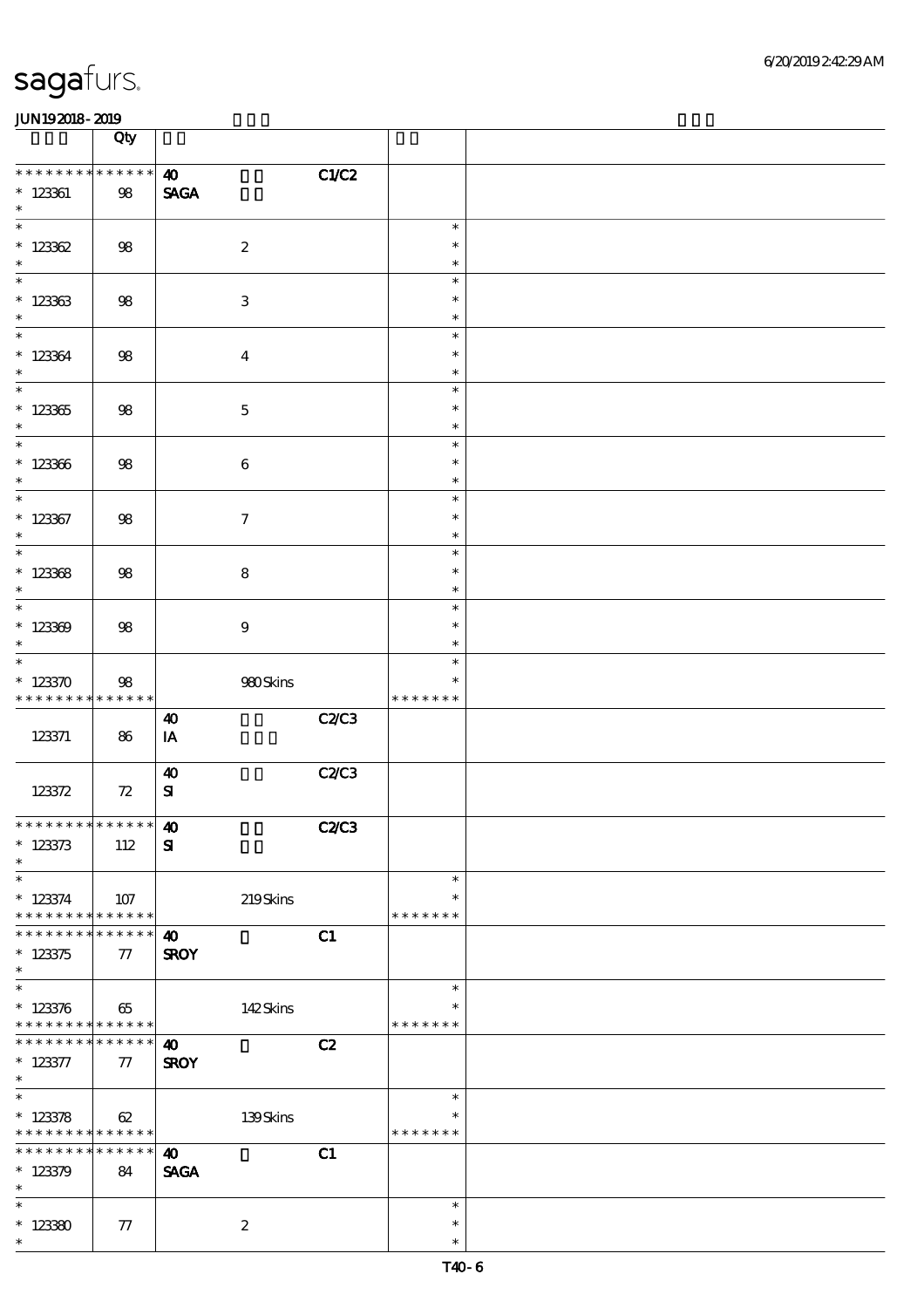| | Qty | | | | |
|---|---|---|---|---|---|
| * * * * * * * * * * * * * * | | 40 | | C1/C2 | |
| * 123361 | 98 | SAGA | | | |
| * 123362 | 98 | | 2 | | |
| * 123363 | 98 | | 3 | | |
| * 123364 | 98 | | 4 | | |
| * 123365 | 98 | | 5 | | |
| * 123366 | 98 | | 6 | | |
| * 123367 | 98 | | 7 | | |
| * 123368 | 98 | | 8 | | |
| * 123369 | 98 | | 9 | | |
| * 123370 | 98 | | 980 Skins | | * * * * * * * |
| 123371 | 86 | 40 IA | | C2/C3 | |
| 123372 | 72 | 40 SI | | C2/C3 | |
| * 123373 | 112 | 40 SI | | C2/C3 | |
| * 123374 | 107 | | 219 Skins | | * * * * * * * |
| * 123375 | 77 | 40 SROY | | C1 | |
| * 123376 | 65 | | 142 Skins | | * * * * * * * |
| * 123377 | 77 | 40 SROY | | C2 | |
| * 123378 | 62 | | 139 Skins | | * * * * * * * |
| * 123379 | 84 | 40 SAGA | | C1 | |
| * 123380 | 77 | | 2 | | |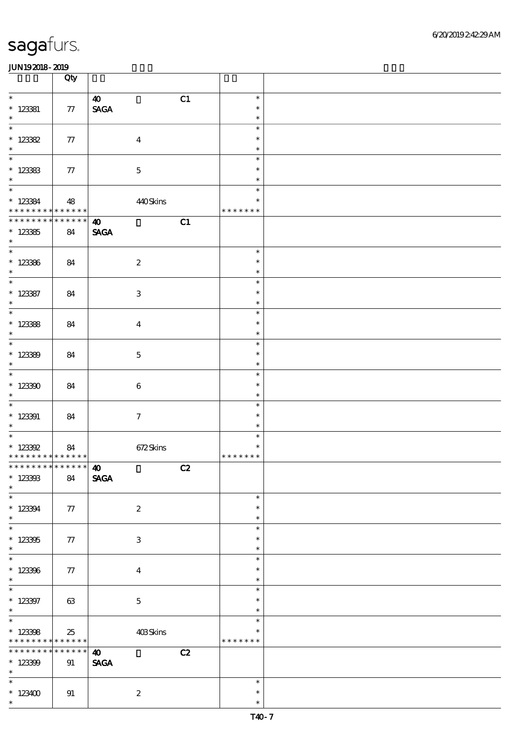| | Qty | | | | | |
|---|---|---|---|---|---|---|
| * 123381 * | 77 | 40 SAGA | | C1 | * * * | |
| * 123382 * | 77 | | 4 | | * * * | |
| * 123383 * | 77 | | 5 | | * * * | |
| * 123384 * * * * * * * * * * * * * | 48 | | 440 Skins | | * * * * * * * * * | |
| * * * * * * * * * * * * * * 123385 * | 84 | 40 SAGA | | C1 | | |
| * 123386 * | 84 | | 2 | | * * * | |
| * 123387 * | 84 | | 3 | | * * * | |
| * 123388 * | 84 | | 4 | | * * * | |
| * 123389 * | 84 | | 5 | | * * * | |
| * 123390 * | 84 | | 6 | | * * * | |
| * 123391 * | 84 | | 7 | | * * * | |
| * 123392 * * * * * * * * * * * * * | 84 | | 672 Skins | | * * * * * * * * * | |
| * * * * * * * * * * * * * * 123393 * | 84 | 40 SAGA | | C2 | | |
| * 123394 * | 77 | | 2 | | * * * | |
| * 123395 * | 77 | | 3 | | * * * | |
| * 123396 * | 77 | | 4 | | * * * | |
| * 123397 * | 63 | | 5 | | * * * | |
| * 123398 * * * * * * * * * * * * * | 25 | | 403 Skins | | * * * * * * * * * | |
| * * * * * * * * * * * * * * 123399 * | 91 | 40 SAGA | | C2 | | |
| * 123400 * | 91 | | 2 | | * * * | |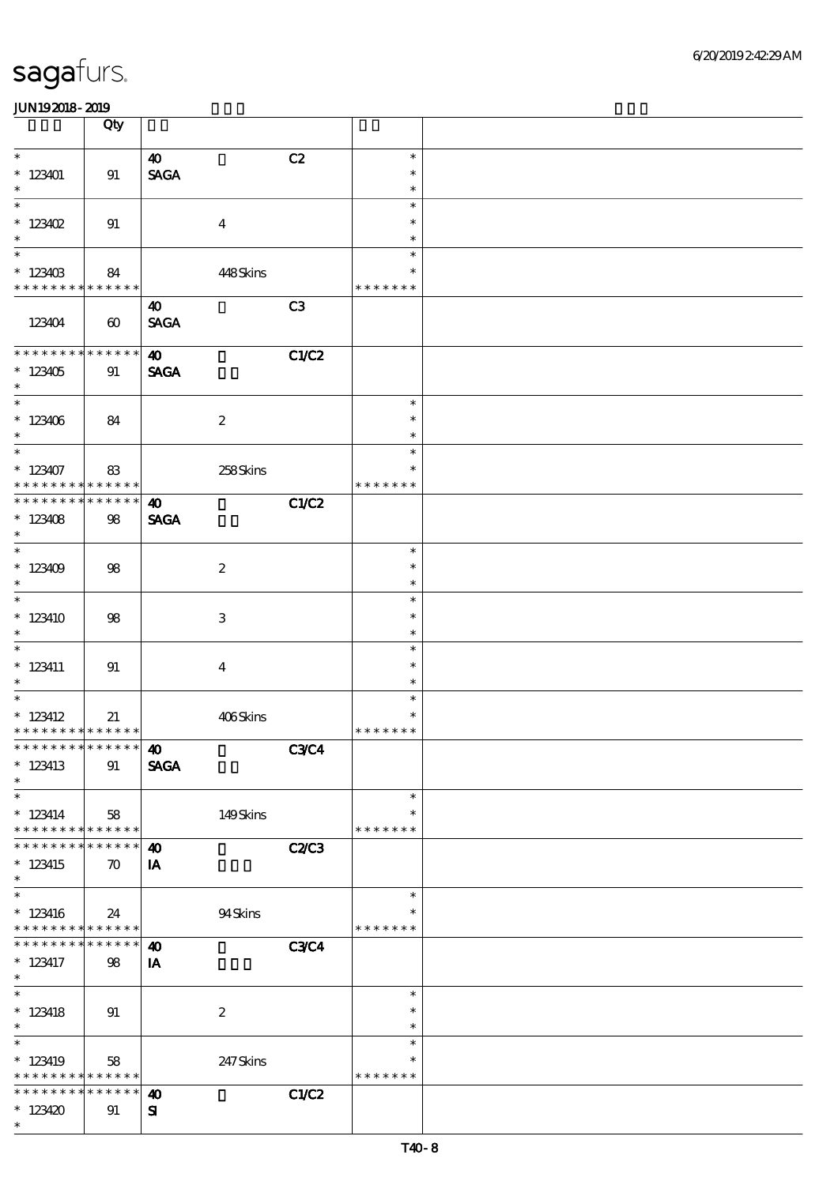sagafurs.

JUN19 2018 - 2019

| | Qty | | | | | |
|---|---|---|---|---|---|---|
| * <br> * 123401 <br> * | 91 | 40 <br> SAGA | | C2 | * <br> * <br> * | |
| * <br> * 123402 <br> * | 91 | | 4 | | * <br> * <br> * | |
| * <br> * 123403 <br> * * * * * * * * * * * * * | 84 | | 448 Skins | | * <br> * <br> * * * * * * * | |
| 123404 | 60 | 40 <br> SAGA | | C3 | | |
| * * * * * * * * * * * * * <br> * 123405 <br> * | 91 | 40 <br> SAGA | | C1/C2 | | |
| * <br> * 123406 <br> * | 84 | | 2 | | * <br> * <br> * | |
| * <br> * 123407 <br> * * * * * * * * * * * * * | 83 | | 258 Skins | | * <br> * <br> * * * * * * * | |
| * * * * * * * * * * * * * <br> * 123408 <br> * | 98 | 40 <br> SAGA | | C1/C2 | | |
| * <br> * 123409 <br> * | 98 | | 2 | | * <br> * <br> * | |
| * <br> * 123410 <br> * | 98 | | 3 | | * <br> * <br> * | |
| * <br> * 123411 <br> * | 91 | | 4 | | * <br> * <br> * | |
| * <br> * 123412 <br> * * * * * * * * * * * * * | 21 | | 406 Skins | | * <br> * <br> * * * * * * * | |
| * * * * * * * * * * * * * <br> * 123413 <br> * | 91 | 40 <br> SAGA | | C3/C4 | | |
| * <br> * 123414 <br> * * * * * * * * * * * * * | 58 | | 149 Skins | | * <br> * <br> * * * * * * * | |
| * * * * * * * * * * * * * <br> * 123415 <br> * | 70 | 40 <br> IA | | C2/C3 | | |
| * <br> * 123416 <br> * * * * * * * * * * * * * | 24 | | 94 Skins | | * <br> * <br> * * * * * * * | |
| * * * * * * * * * * * * * <br> * 123417 <br> * | 98 | 40 <br> IA | | C3/C4 | | |
| * <br> * 123418 <br> * | 91 | | 2 | | * <br> * <br> * | |
| * <br> * 123419 <br> * * * * * * * * * * * * * | 58 | | 247 Skins | | * <br> * <br> * * * * * * * | |
| * * * * * * * * * * * * * <br> * 123420 <br> * | 91 | 40 <br> SI | | C1/C2 | | |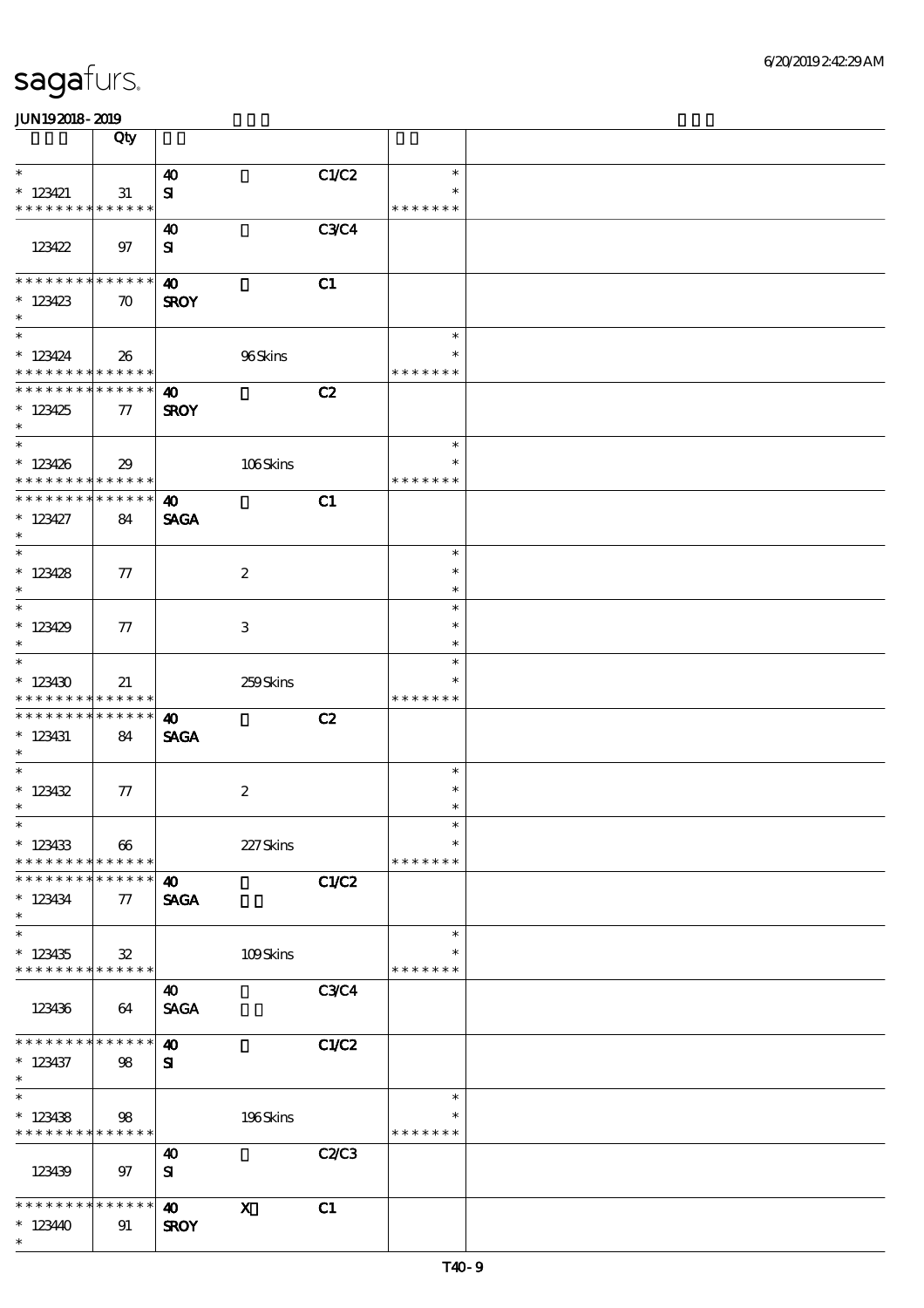JUN192018 - 2019

| | Qty | | | | | |
|---|---|---|---|---|---|---|
| * | | 40 | | C1/C2 | * | |
| * 123421 | 31 | SI | | | * | |
| * * * * * * * * * * * * * * | | | | | * * * * * * * | |
| | | 40 | | C3/C4 | | |
| 123422 | 97 | SI | | | | |
| * * * * * * * * * * * * * * | | 40 | | C1 | | |
| * 123423 | 70 | SROY | | | | |
| * | | | | | | |
| * | | | | | * | |
| * 123424 | 26 | | 96 Skins | | * | |
| * * * * * * * * * * * * * * | | | | | * * * * * * * | |
| * * * * * * * * * * * * * * | | 40 | | C2 | | |
| * 123425 | 77 | SROY | | | | |
| * | | | | | | |
| * | | | | | * | |
| * 123426 | 29 | | 106 Skins | | * | |
| * * * * * * * * * * * * * * | | | | | * * * * * * * | |
| * * * * * * * * * * * * * * | | 40 | | C1 | | |
| * 123427 | 84 | SAGA | | | | |
| * | | | | | | |
| * | | | | | * | |
| * 123428 | 77 | | 2 | | * | |
| * | | | | | * | |
| * | | | | | * | |
| * 123429 | 77 | | 3 | | * | |
| * | | | | | * | |
| * | | | | | * | |
| * 123430 | 21 | | 259 Skins | | * | |
| * * * * * * * * * * * * * * | | | | | * * * * * * * | |
| * * * * * * * * * * * * * * | | 40 | | C2 | | |
| * 123431 | 84 | SAGA | | | | |
| * | | | | | | |
| * | | | | | * | |
| * 123432 | 77 | | 2 | | * | |
| * | | | | | * | |
| * | | | | | * | |
| * 123433 | 66 | | 227 Skins | | * | |
| * * * * * * * * * * * * * * | | | | | * * * * * * * | |
| * * * * * * * * * * * * * * | | 40 | | C1/C2 | | |
| * 123434 | 77 | SAGA | | | | |
| * | | | | | | |
| * | | | | | * | |
| * 123435 | 32 | | 109 Skins | | * | |
| * * * * * * * * * * * * * * | | | | | * * * * * * * | |
| | | 40 | | C3/C4 | | |
| 123436 | 64 | SAGA | | | | |
| * * * * * * * * * * * * * * | | 40 | | C1/C2 | | |
| * 123437 | 98 | SI | | | | |
| * | | | | | | |
| * | | | | | * | |
| * 123438 | 98 | | 196 Skins | | * | |
| * * * * * * * * * * * * * * | | | | | * * * * * * * | |
| | | 40 | | C2/C3 | | |
| 123439 | 97 | SI | | | | |
| * * * * * * * * * * * * * * | | 40 | X | C1 | | |
| * 123440 | 91 | SROY | | | | |
| * | | | | | | |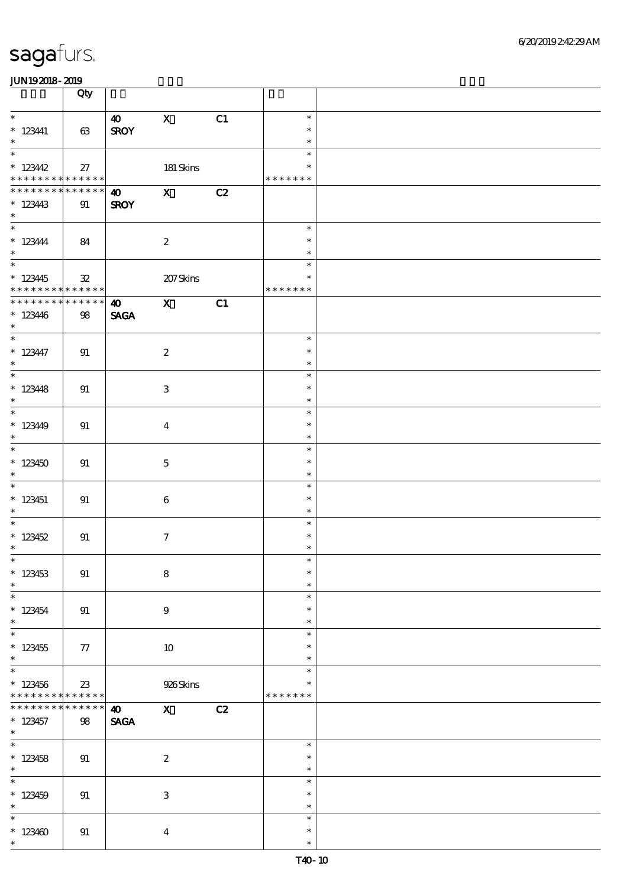| | Qty | | | | | |
|---|---|---|---|---|---|---|
| * 123441 * | 63 | 40 SROY | X | C1 | * * * | |
| * 123442 * * * * * * * * * * * * * | 27 | | 181 Skins | | * * * * * * * * * | |
| * * * * * * * * * * * * * * 123443 * | 91 | 40 SROY | X | C2 | | |
| * 123444 * | 84 | | 2 | | * * * | |
| * 123445 * * * * * * * * * * * * * | 32 | | 207 Skins | | * * * * * * * * * | |
| * * * * * * * * * * * * * * 123446 * | 98 | 40 SAGA | X | C1 | | |
| * 123447 * | 91 | | 2 | | * * * | |
| * 123448 * | 91 | | 3 | | * * * | |
| * 123449 * | 91 | | 4 | | * * * | |
| * 123450 * | 91 | | 5 | | * * * | |
| * 123451 * | 91 | | 6 | | * * * | |
| * 123452 * | 91 | | 7 | | * * * | |
| * 123453 * | 91 | | 8 | | * * * | |
| * 123454 * | 91 | | 9 | | * * * | |
| * 123455 * | 77 | | 10 | | * * * | |
| * 123456 * * * * * * * * * * * * * | 23 | | 926 Skins | | * * * * * * * * * | |
| * * * * * * * * * * * * * * 123457 * | 98 | 40 SAGA | X | C2 | | |
| * 123458 * | 91 | | 2 | | * * * | |
| * 123459 * | 91 | | 3 | | * * * | |
| * 123460 * | 91 | | 4 | | * * * | |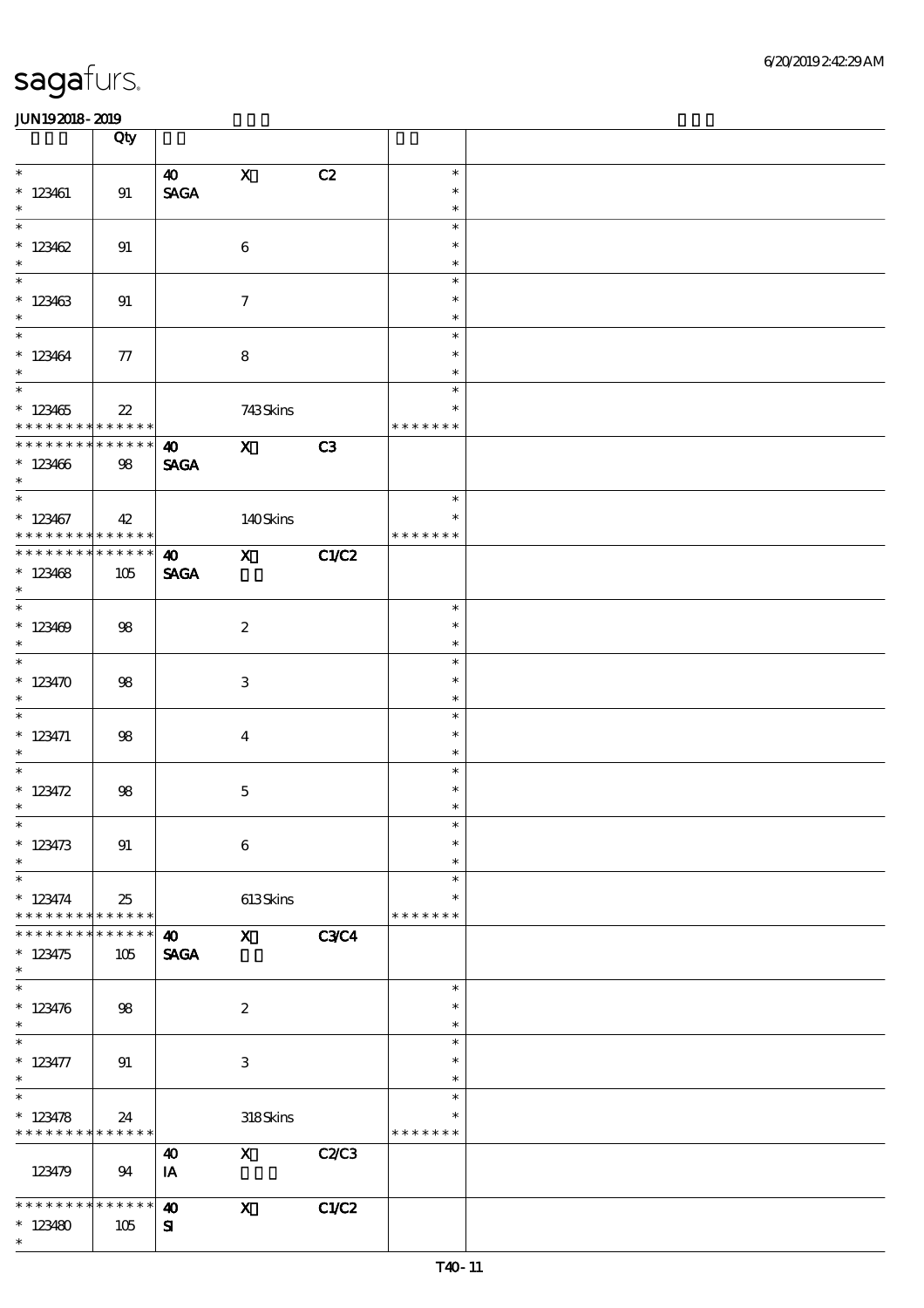sagafurs.

JUN19 2018 - 2019

| | Qty | | | | | |
|---|---|---|---|---|---|---|
| * <br> * 123461 <br> * | 91 | 40 <br> SAGA | X | C2 | * <br> * <br> * | |
| * <br> * 123462 <br> * | 91 | | 6 | | * <br> * <br> * | |
| * <br> * 123463 <br> * | 91 | | 7 | | * <br> * <br> * | |
| * <br> * 123464 <br> * | 77 | | 8 | | * <br> * <br> * | |
| * <br> * 123465 <br> * * * * * * * * * * * * * * | 22 | | 743 Skins | | * <br> * <br> * * * * * * * | |
| * * * * * * * * * * * * * * <br> * 123466 <br> * | 98 | 40 <br> SAGA | X | C3 | | |
| * <br> * 123467 <br> * * * * * * * * * * * * * * | 42 | | 140 Skins | | * <br> * <br> * * * * * * * | |
| * * * * * * * * * * * * * * <br> * 123468 <br> * | 105 | 40 <br> SAGA | X | C1/C2 | | |
| * <br> * 123469 <br> * | 98 | | 2 | | * <br> * <br> * | |
| * <br> * 123470 <br> * | 98 | | 3 | | * <br> * <br> * | |
| * <br> * 123471 <br> * | 98 | | 4 | | * <br> * <br> * | |
| * <br> * 123472 <br> * | 98 | | 5 | | * <br> * <br> * | |
| * <br> * 123473 <br> * | 91 | | 6 | | * <br> * <br> * | |
| * <br> * 123474 <br> * * * * * * * * * * * * * * | 25 | | 613 Skins | | * <br> * <br> * * * * * * * | |
| * * * * * * * * * * * * * * <br> * 123475 <br> * | 105 | 40 <br> SAGA | X | C3/C4 | | |
| * <br> * 123476 <br> * | 98 | | 2 | | * <br> * <br> * | |
| * <br> * 123477 <br> * | 91 | | 3 | | * <br> * <br> * | |
| * <br> * 123478 <br> * * * * * * * * * * * * * * | 24 | | 318 Skins | | * <br> * <br> * * * * * * * | |
| 123479 | 94 | 40 <br> IA | X | C2/C3 | | |
| * * * * * * * * * * * * * * <br> * 123480 <br> * | 105 | 40 <br> SI | X | C1/C2 | | |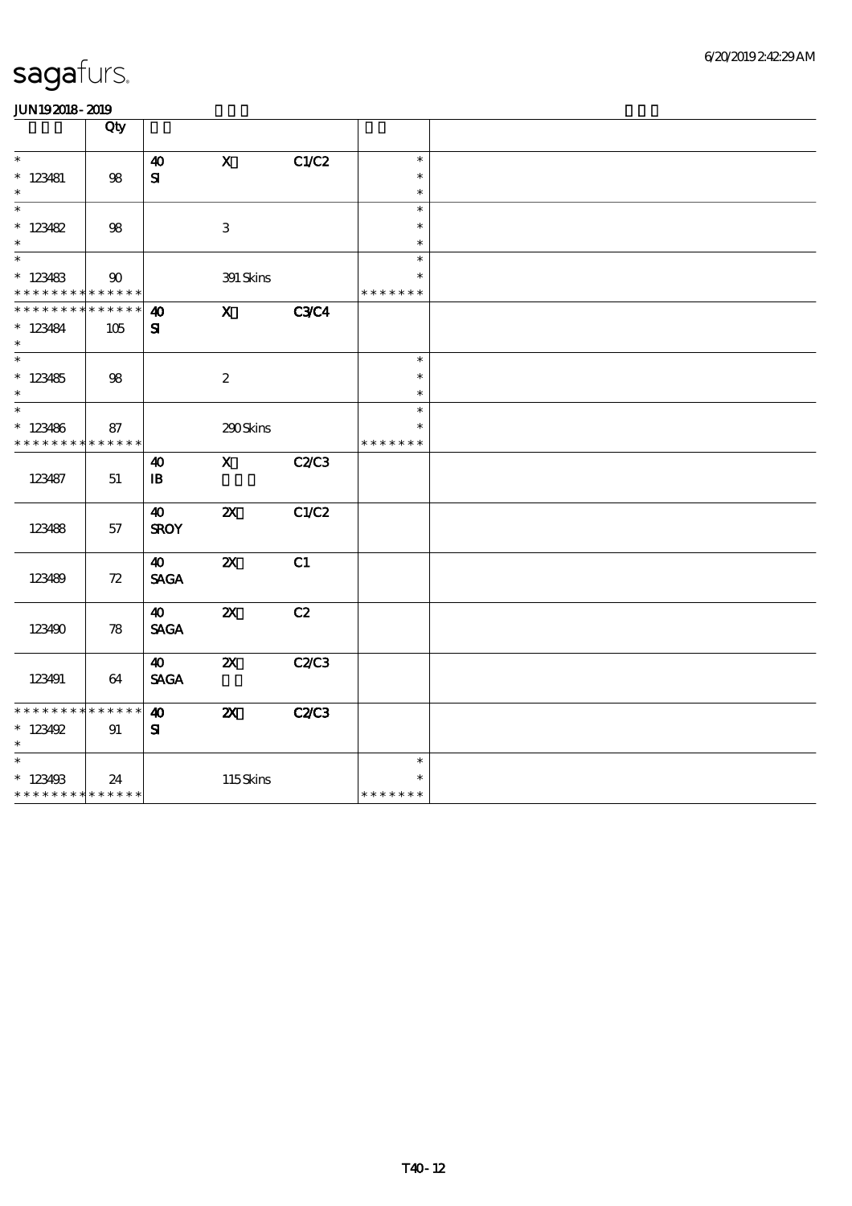# sagafurs.

JUN192018 - 2019

| | Qty | | | | | |
|---|---|---|---|---|---|---|
| * <br> * 123481 <br> * | 98 | 40 <br> SI | X | C1/C2 | * <br> * <br> * | |
| * <br> * 123482 <br> * | 98 | | 3 | | * <br> * <br> * | |
| * <br> * 123483 <br> * * * * * * * * * * * * * * | 90 | | 391 Skins | | * <br> * <br> * * * * * * * | |
| * * * * * * * * * * * * * * <br> * 123484 <br> * | 105 | 40 <br> SI | X | C3/C4 | | |
| * <br> * 123485 <br> * | 98 | | 2 | | * <br> * <br> * | |
| * <br> * 123486 <br> * * * * * * * * * * * * * * | 87 | | 290 Skins | | * <br> * <br> * * * * * * * | |
| 123487 | 51 | 40 <br> IB | X | C2/C3 | | |
| 123488 | 57 | 40 <br> SROY | 2X | C1/C2 | | |
| 123489 | 72 | 40 <br> SAGA | 2X | C1 | | |
| 123490 | 78 | 40 <br> SAGA | 2X | C2 | | |
| 123491 | 64 | 40 <br> SAGA | 2X | C2/C3 | | |
| * * * * * * * * * * * * * * <br> * 123492 <br> * | 91 | 40 <br> SI | 2X | C2/C3 | | |
| * <br> * 123493 <br> * * * * * * * * * * * * * * | 24 | | 115 Skins | | * <br> * <br> * * * * * * * | |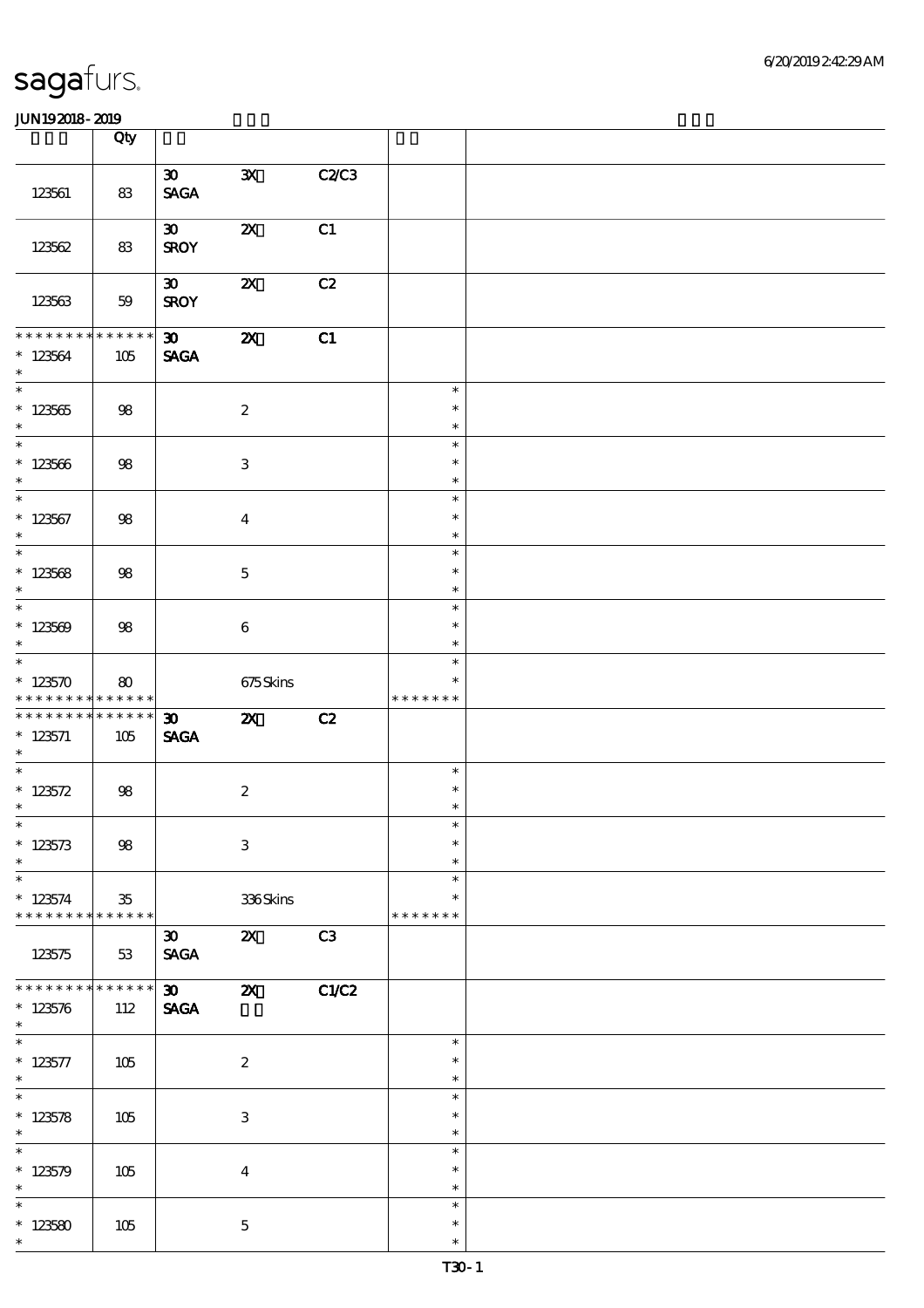| | Qty | | | | | |
|---|---|---|---|---|---|---|
| 123561 | 83 | 30 SAGA | 3X | C2/C3 | | |
| 123562 | 83 | 30 SROY | 2X | C1 | | |
| 123563 | 59 | 30 SROY | 2X | C2 | | |
| * * * * * * * * * * * * * * 123564 * | 105 | 30 SAGA | 2X | C1 | | |
| * 123565 * | 98 | | 2 | | * * * | |
| * 123566 * | 98 | | 3 | | * * * | |
| * 123567 * | 98 | | 4 | | * * * | |
| * 123568 * | 98 | | 5 | | * * * | |
| * 123569 * | 98 | | 6 | | * * * | |
| * 123570 * * * * * * * * * * * * * * | 80 | | 675 Skins | | * * * * * * * * * | |
| * * * * * * * * * * * * * * 123571 * | 105 | 30 SAGA | 2X | C2 | | |
| * 123572 * | 98 | | 2 | | * * * | |
| * 123573 * | 98 | | 3 | | * * * | |
| * 123574 * * * * * * * * * * * * * * | 35 | | 336 Skins | | * * * * * * * * * | |
| 123575 | 53 | 30 SAGA | 2X | C3 | | |
| * * * * * * * * * * * * * * 123576 * | 112 | 30 SAGA | 2X | C1/C2 | | |
| * 123577 * | 105 | | 2 | | * * * | |
| * 123578 * | 105 | | 3 | | * * * | |
| * 123579 * | 105 | | 4 | | * * * | |
| * 123580 * | 105 | | 5 | | * * * | |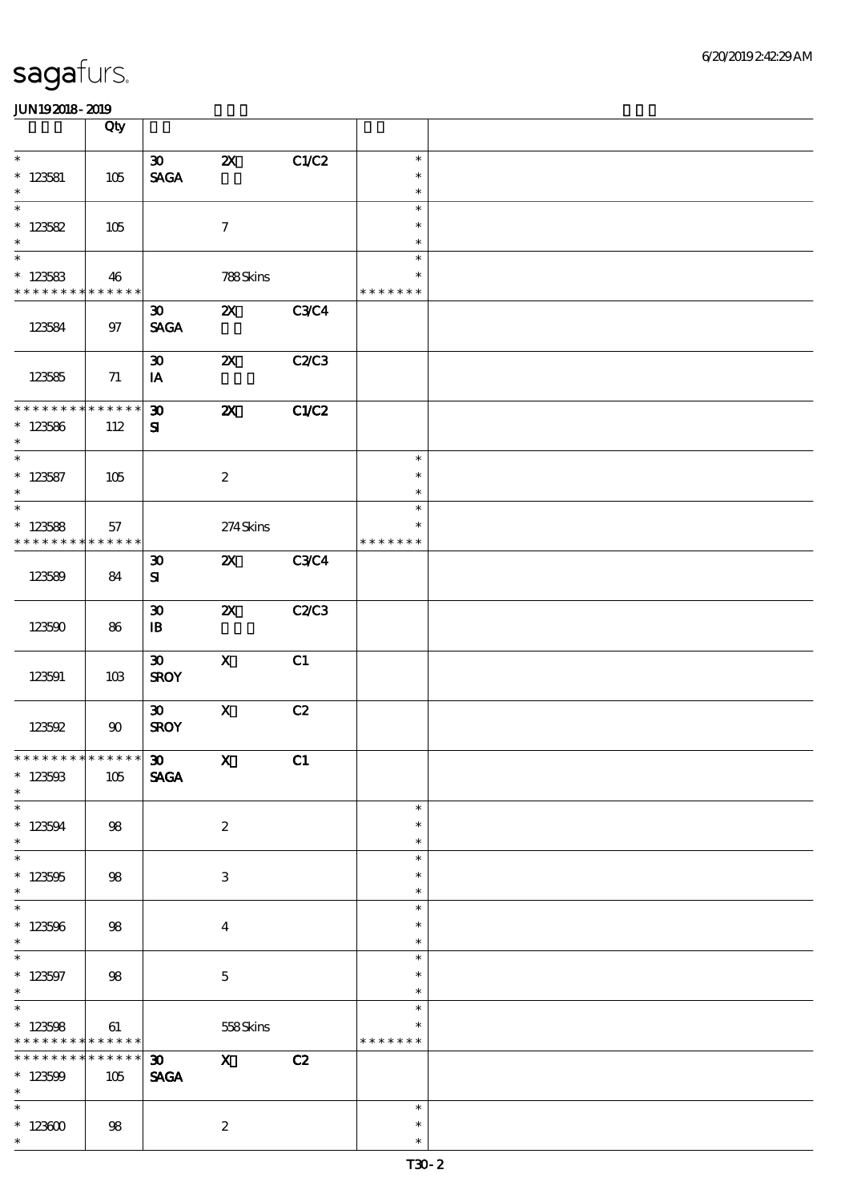| | Qty | | | | | |
|---|---|---|---|---|---|---|
| * <br> * 123581 <br> * | 105 | 30 <br> SAGA | 2X | C1/C2 | * <br> * <br> * | |
| * <br> * 123582 <br> * | 105 | | 7 | | * <br> * <br> * | |
| * <br> * 123583 <br> * * * * * * * * * * * * * | 46 | | 788 Skins | | * <br> * <br> * * * * * * * | |
| 123584 | 97 | 30 <br> SAGA | 2X | C3/C4 | | |
| 123585 | 71 | 30 <br> IA | 2X | C2/C3 | | |
| * * * * * * * * * * * * * <br> * 123586 <br> * | 112 | 30 <br> SI | 2X | C1/C2 | | |
| * <br> * 123587 <br> * | 105 | | 2 | | * <br> * <br> * | |
| * <br> * 123588 <br> * * * * * * * * * * * * * | 57 | | 274 Skins | | * <br> * <br> * * * * * * * | |
| 123589 | 84 | 30 <br> SI | 2X | C3/C4 | | |
| 123590 | 86 | 30 <br> IB | 2X | C2/C3 | | |
| 123591 | 103 | 30 <br> SROY | X | C1 | | |
| 123592 | 90 | 30 <br> SROY | X | C2 | | |
| * * * * * * * * * * * * * <br> * 123593 <br> * | 105 | 30 <br> SAGA | X | C1 | | |
| * <br> * 123594 <br> * | 98 | | 2 | | * <br> * <br> * | |
| * <br> * 123595 <br> * | 98 | | 3 | | * <br> * <br> * | |
| * <br> * 123596 <br> * | 98 | | 4 | | * <br> * <br> * | |
| * <br> * 123597 <br> * | 98 | | 5 | | * <br> * <br> * | |
| * <br> * 123598 <br> * * * * * * * * * * * * * | 61 | | 558 Skins | | * <br> * <br> * * * * * * * | |
| * * * * * * * * * * * * * <br> * 123599 <br> * | 105 | 30 <br> SAGA | X | C2 | | |
| * <br> * 123600 <br> * | 98 | | 2 | | * <br> * <br> * | |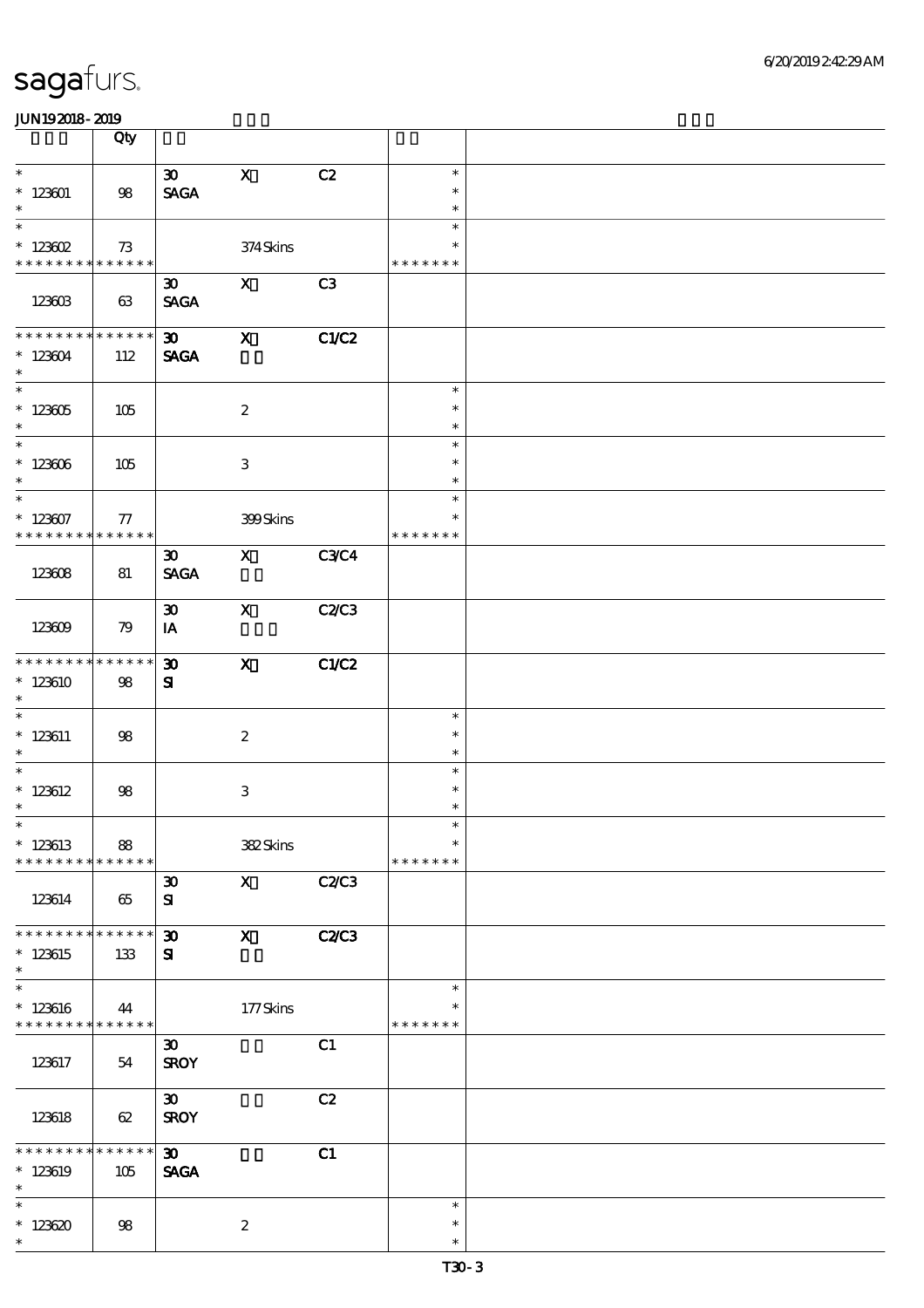| | Qty | | | | | |
|---|---|---|---|---|---|---|
| * <br> * 123601 <br> * | 98 | 30 <br> SAGA | X | C2 | * <br> * <br> * | |
| * <br> * 123602 <br> * * * * * * * * * * * * * * | 73 | | 374 Skins | | * <br> * <br> * * * * * * * | |
| 123603 | 63 | 30 <br> SAGA | X | C3 | | |
| * * * * * * * * * * * * * * <br> * 123604 <br> * | 112 | 30 <br> SAGA | X | C1/C2 | | |
| * <br> * 123605 <br> * | 105 | | 2 | | * <br> * <br> * | |
| * <br> * 123606 <br> * | 105 | | 3 | | * <br> * <br> * | |
| * <br> * 123607 <br> * * * * * * * * * * * * * * | 77 | | 399 Skins | | * <br> * <br> * * * * * * * | |
| 123608 | 81 | 30 <br> SAGA | X | C3/C4 | | |
| 123609 | 79 | 30 <br> IA | X | C2/C3 | | |
| * * * * * * * * * * * * * * <br> * 123610 <br> * | 98 | 30 <br> SI | X | C1/C2 | | |
| * <br> * 123611 <br> * | 98 | | 2 | | * <br> * <br> * | |
| * <br> * 123612 <br> * | 98 | | 3 | | * <br> * <br> * | |
| * <br> * 123613 <br> * * * * * * * * * * * * * * | 88 | | 382 Skins | | * <br> * <br> * * * * * * * | |
| 123614 | 65 | 30 <br> SI | X | C2/C3 | | |
| * * * * * * * * * * * * * * <br> * 123615 <br> * | 133 | 30 <br> SI | X | C2/C3 | | |
| * <br> * 123616 <br> * * * * * * * * * * * * * * | 44 | | 177 Skins | | * <br> * <br> * * * * * * * | |
| 123617 | 54 | 30 <br> SROY | | C1 | | |
| 123618 | 62 | 30 <br> SROY | | C2 | | |
| * * * * * * * * * * * * * * <br> * 123619 <br> * | 105 | 30 <br> SAGA | | C1 | | |
| * <br> * 123620 <br> * | 98 | | 2 | | * <br> * <br> * | |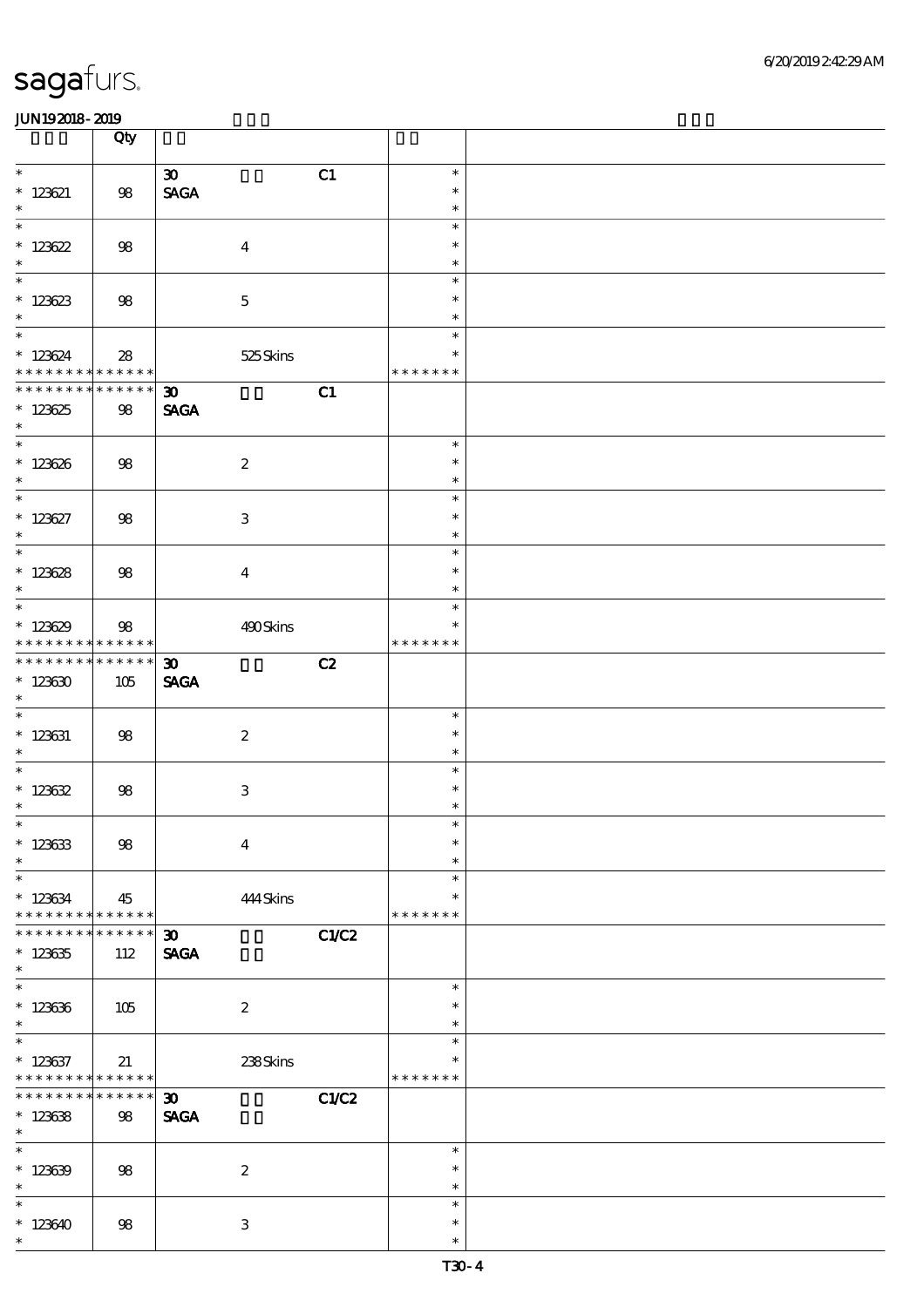sagafurs.

JUN192018-2019

| | Qty | | | | | |
|---|---|---|---|---|---|---|
| * <br> * 123621 <br> * | 98 | 30 <br> SAGA | | C1 | * <br> * <br> * | |
| * <br> * 123622 <br> * | 98 | | 4 | | * <br> * <br> * | |
| * <br> * 123623 <br> * | 98 | | 5 | | * <br> * <br> * | |
| * <br> * 123624 <br> * * * * * * * * * * * * * * | 28 | | 525 Skins | | * <br> * <br> * * * * * * * | |
| * * * * * * * * * * * * * * <br> * 123625 <br> * | 98 | 30 <br> SAGA | | C1 | | |
| * <br> * 123626 <br> * | 98 | | 2 | | * <br> * <br> * | |
| * <br> * 123627 <br> * | 98 | | 3 | | * <br> * <br> * | |
| * <br> * 123628 <br> * | 98 | | 4 | | * <br> * <br> * | |
| * <br> * 123629 <br> * * * * * * * * * * * * * * | 98 | | 490 Skins | | * <br> * <br> * * * * * * * | |
| * * * * * * * * * * * * * * <br> * 123630 <br> * | 105 | 30 <br> SAGA | | C2 | | |
| * <br> * 123631 <br> * | 98 | | 2 | | * <br> * <br> * | |
| * <br> * 123632 <br> * | 98 | | 3 | | * <br> * <br> * | |
| * <br> * 123633 <br> * | 98 | | 4 | | * <br> * <br> * | |
| * <br> * 123634 <br> * * * * * * * * * * * * * * | 45 | | 444 Skins | | * <br> * <br> * * * * * * * | |
| * * * * * * * * * * * * * * <br> * 123635 <br> * | 112 | 30 <br> SAGA | | C1/C2 | | |
| * <br> * 123636 <br> * | 105 | | 2 | | * <br> * <br> * | |
| * <br> * 123637 <br> * * * * * * * * * * * * * * | 21 | | 238 Skins | | * <br> * <br> * * * * * * * | |
| * * * * * * * * * * * * * * <br> * 123638 <br> * | 98 | 30 <br> SAGA | | C1/C2 | | |
| * <br> * 123639 <br> * | 98 | | 2 | | * <br> * <br> * | |
| * <br> * 123640 <br> * | 98 | | 3 | | * <br> * <br> * | |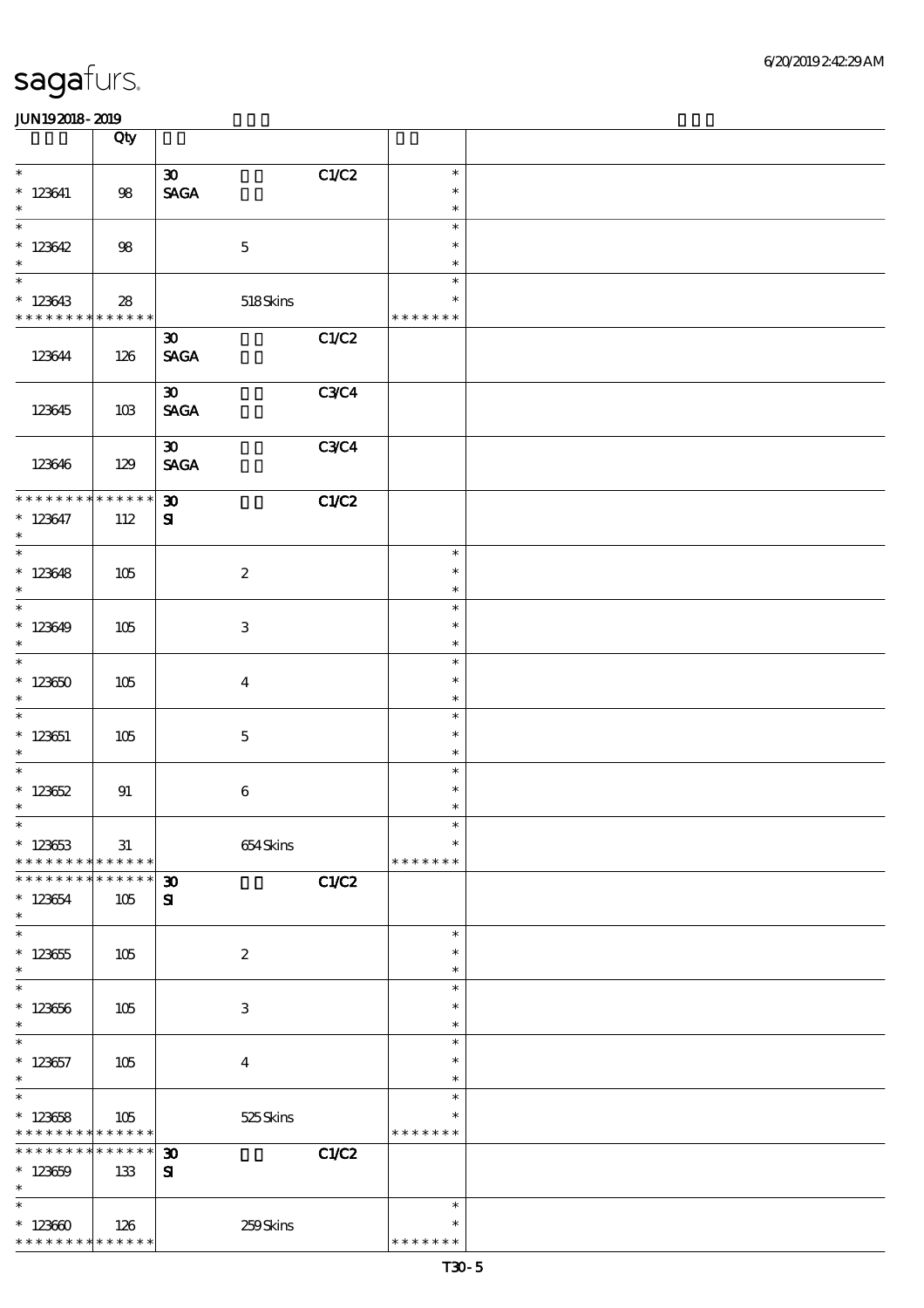sagafurs.

JUN192018-2019

| | Qty | | |
|---|---|---|---|
| * 123641 * | 98 | 30 SAGA C1/C2 | * * * |
| * 123642 * | 98 | 5 | * * * |
| * 123643 * * * * * * * * * * * * * | 28 | 518 Skins | * * * * * * * |
| 123644 | 126 | 30 SAGA C1/C2 | |
| 123645 | 103 | 30 SAGA C3/C4 | |
| 123646 | 129 | 30 SAGA C3/C4 | |
| * * * * * * * * * * * * * * 123647 * | 112 | 30 SI C1/C2 | |
| * 123648 * | 105 | 2 | * * * |
| * 123649 * | 105 | 3 | * * * |
| * 123650 * | 105 | 4 | * * * |
| * 123651 * | 105 | 5 | * * * |
| * 123652 * | 91 | 6 | * * * |
| * 123653 * * * * * * * * * * * * * | 31 | 654 Skins | * * * * * * * |
| * * * * * * * * * * * * * * 123654 * | 105 | 30 SI C1/C2 | |
| * 123655 * | 105 | 2 | * * * |
| * 123656 * | 105 | 3 | * * * |
| * 123657 * | 105 | 4 | * * * |
| * 123658 * * * * * * * * * * * * * | 105 | 525 Skins | * * * * * * * |
| * * * * * * * * * * * * * * 123659 * | 133 | 30 SI C1/C2 | |
| * 123660 * * * * * * * * * * * * * | 126 | 259 Skins | * * * * * * * |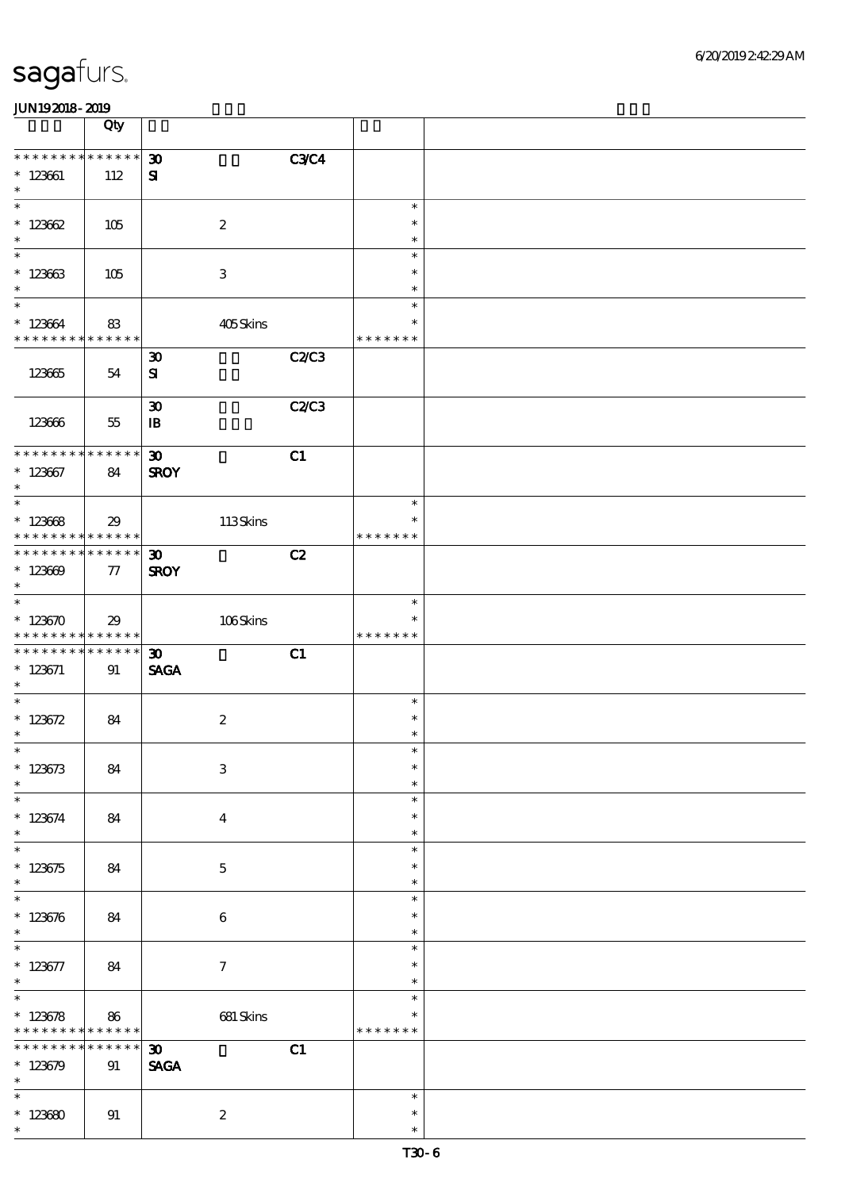# sagafurs.

JUN19 2018 - 2019

| | Qty | | | | | |
|---|---|---|---|---|---|---|
| * * * * * * * * * * * * * * | | 30 | | C3/C4 | | |
| * 123661 | 112 | SI | | | | |
| * 123662 | 105 | | 2 | | * | |
| * 123663 | 105 | | 3 | | * | |
| * 123664 | 83 | | 405 Skins | | * * * * * * * | |
| 123665 | 54 | 30 SI | | C2/C3 | | |
| 123666 | 55 | 30 IB | | C2/C3 | | |
| * * * * * * * * * * * * * * | | 30 | | C1 | | |
| * 123667 | 84 | SROY | | | | |
| * 123668 | 29 | | 113 Skins | | * * * * * * * | |
| * * * * * * * * * * * * * * | | 30 | | C2 | | |
| * 123669 | 77 | SROY | | | | |
| * 123670 | 29 | | 106 Skins | | * * * * * * * | |
| * * * * * * * * * * * * * * | | 30 | | C1 | | |
| * 123671 | 91 | SAGA | | | | |
| * 123672 | 84 | | 2 | | * | |
| * 123673 | 84 | | 3 | | * | |
| * 123674 | 84 | | 4 | | * | |
| * 123675 | 84 | | 5 | | * | |
| * 123676 | 84 | | 6 | | * | |
| * 123677 | 84 | | 7 | | * | |
| * 123678 | 86 | | 681 Skins | | * * * * * * * | |
| * * * * * * * * * * * * * * | | 30 | | C1 | | |
| * 123679 | 91 | SAGA | | | | |
| * 123680 | 91 | | 2 | | * | |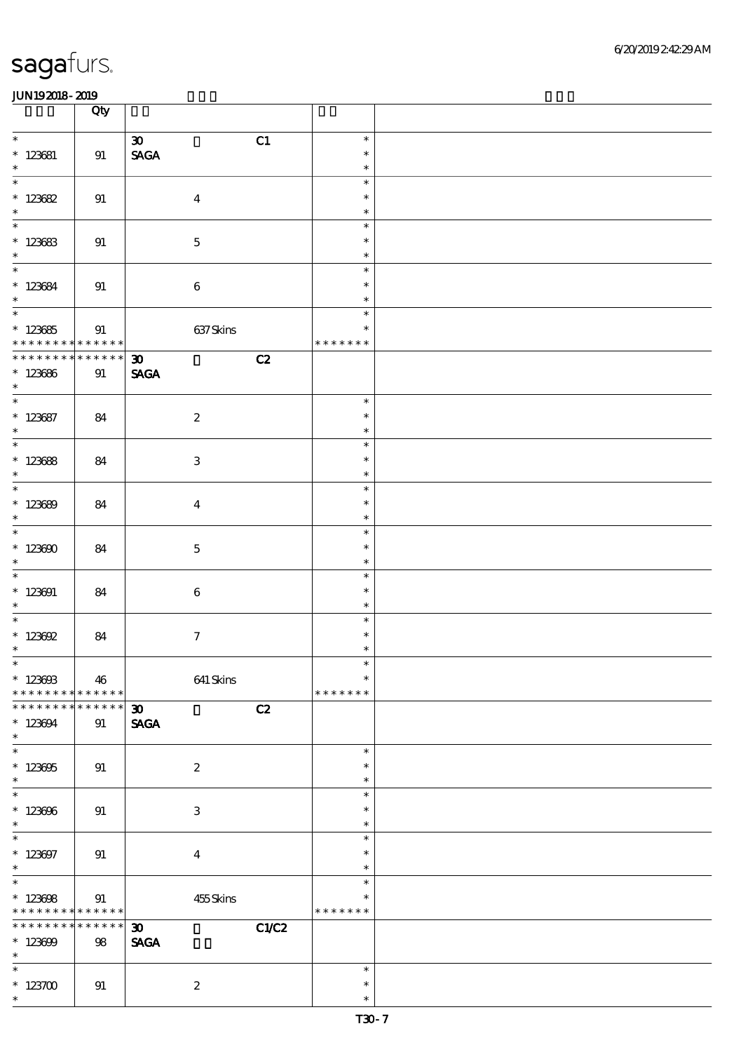sagafurs.

JUN192018-2019

| | Qty | | |
|---|---|---|---|
| * <br> * 123681 <br> * | 91 | 30 C1 <br> SAGA | * <br> * <br> * |
| * <br> * 123682 <br> * | 91 | 4 | * <br> * <br> * |
| * <br> * 123683 <br> * | 91 | 5 | * <br> * <br> * |
| * <br> * 123684 <br> * | 91 | 6 | * <br> * <br> * |
| * <br> * 123685 <br> * * * * * * * * * * * * * * | 91 | 637 Skins | * <br> * <br> * * * * * * * |
| * * * * * * * * * * * * * * <br> * 123686 <br> * | 91 | 30 C2 <br> SAGA | |
| * <br> * 123687 <br> * | 84 | 2 | * <br> * <br> * |
| * <br> * 123688 <br> * | 84 | 3 | * <br> * <br> * |
| * <br> * 123689 <br> * | 84 | 4 | * <br> * <br> * |
| * <br> * 123690 <br> * | 84 | 5 | * <br> * <br> * |
| * <br> * 123691 <br> * | 84 | 6 | * <br> * <br> * |
| * <br> * 123692 <br> * | 84 | 7 | * <br> * <br> * |
| * <br> * 123693 <br> * * * * * * * * * * * * * * | 46 | 641 Skins | * <br> * <br> * * * * * * * |
| * * * * * * * * * * * * * * <br> * 123694 <br> * | 91 | 30 C2 <br> SAGA | |
| * <br> * 123695 <br> * | 91 | 2 | * <br> * <br> * |
| * <br> * 123696 <br> * | 91 | 3 | * <br> * <br> * |
| * <br> * 123697 <br> * | 91 | 4 | * <br> * <br> * |
| * <br> * 123698 <br> * * * * * * * * * * * * * * | 91 | 455 Skins | * <br> * <br> * * * * * * * |
| * * * * * * * * * * * * * * <br> * 123699 <br> * | 98 | 30 C1/C2 <br> SAGA | |
| * <br> * 123700 <br> * | 91 | 2 | * <br> * <br> * |

T30-7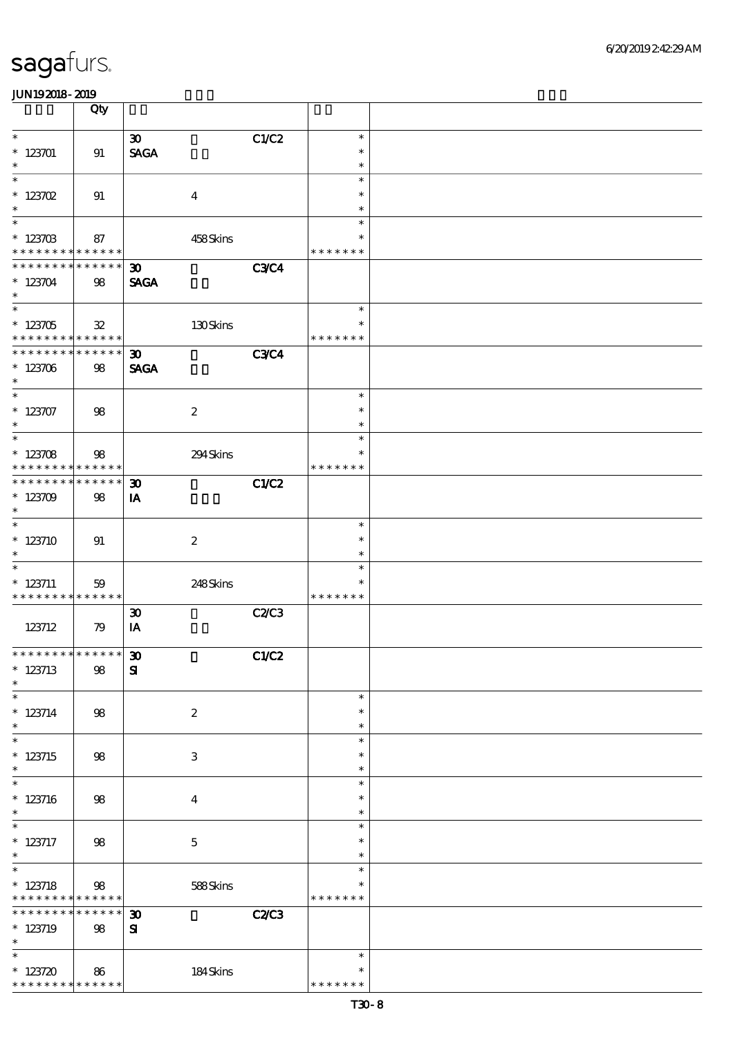sagafurs.

JUN19 2018 - 2019

| | Qty | | | | | |
|---|---|---|---|---|---|---|
| * <br> * 123701 <br> * | 91 | 30 <br> SAGA | | C1/C2 | * <br> * <br> * | |
| * <br> * 123702 <br> * | 91 | | 4 | | * <br> * <br> * | |
| * <br> * 123703 <br> * * * * * * * * * * * * * | 87 | | 458 Skins | | * <br> * <br> * * * * * * * | |
| * * * * * * * * * * * * * * <br> * 123704 <br> * | 98 | 30 <br> SAGA | | C3/C4 | | |
| * <br> * 123705 <br> * * * * * * * * * * * * * | 32 | | 130 Skins | | * <br> * <br> * * * * * * * | |
| * * * * * * * * * * * * * * <br> * 123706 <br> * | 98 | 30 <br> SAGA | | C3/C4 | | |
| * <br> * 123707 <br> * | 98 | | 2 | | * <br> * <br> * | |
| * <br> * 123708 <br> * * * * * * * * * * * * * | 98 | | 294 Skins | | * <br> * <br> * * * * * * * | |
| * * * * * * * * * * * * * * <br> * 123709 <br> * | 98 | 30 <br> IA | | C1/C2 | | |
| * <br> * 123710 <br> * | 91 | | 2 | | * <br> * <br> * | |
| * <br> * 123711 <br> * * * * * * * * * * * * * | 59 | | 248 Skins | | * <br> * <br> * * * * * * * | |
| 123712 | 79 | 30 <br> IA | | C2/C3 | | |
| * * * * * * * * * * * * * * <br> * 123713 <br> * | 98 | 30 <br> SI | | C1/C2 | | |
| * <br> * 123714 <br> * | 98 | | 2 | | * <br> * <br> * | |
| * <br> * 123715 <br> * | 98 | | 3 | | * <br> * <br> * | |
| * <br> * 123716 <br> * | 98 | | 4 | | * <br> * <br> * | |
| * <br> * 123717 <br> * | 98 | | 5 | | * <br> * <br> * | |
| * <br> * 123718 <br> * * * * * * * * * * * * * | 98 | | 588 Skins | | * <br> * <br> * * * * * * * | |
| * * * * * * * * * * * * * * <br> * 123719 <br> * | 98 | 30 <br> SI | | C2/C3 | | |
| * <br> * 123720 <br> * * * * * * * * * * * * * | 86 | | 184 Skins | | * <br> * <br> * * * * * * * | |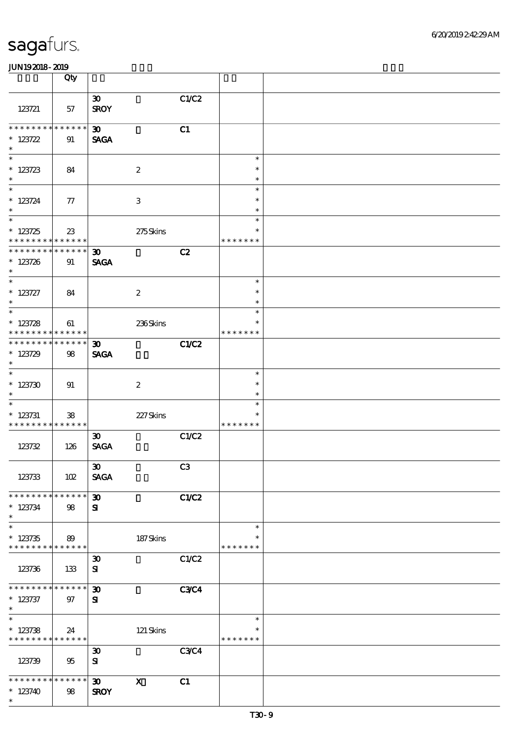sagafurs.

JUN19 2018 - 2019

| | Qty | | | | | |
|---|---|---|---|---|---|---|
| 123721 | 57 | 30 SROY | | C1/C2 | | |
| * * * * * * * * * * * * * * 123722 * | 91 | 30 SAGA | | C1 | | |
| * 123723 * | 84 | | 2 | | * * * | |
| * 123724 * | 77 | | 3 | | * * * | |
| * 123725 * * * * * * * * * * * * * | 23 | | 275 Skins | | * * * * * * * * * | |
| * * * * * * * * * * * * * * 123726 * | 91 | 30 SAGA | | C2 | | |
| * 123727 * | 84 | | 2 | | * * * | |
| * 123728 * * * * * * * * * * * * * | 61 | | 236 Skins | | * * * * * * * * * | |
| * * * * * * * * * * * * * * 123729 * | 98 | 30 SAGA | | C1/C2 | | |
| * 123730 * | 91 | | 2 | | * * * | |
| * 123731 * * * * * * * * * * * * * | 38 | | 227 Skins | | * * * * * * * * * | |
| 123732 | 126 | 30 SAGA | | C1/C2 | | |
| 123733 | 102 | 30 SAGA | | C3 | | |
| * * * * * * * * * * * * * * 123734 * | 98 | 30 SI | | C1/C2 | | |
| * 123735 * * * * * * * * * * * * * | 89 | | 187 Skins | | * * * * * * * * * | |
| 123736 | 133 | 30 SI | | C1/C2 | | |
| * * * * * * * * * * * * * * 123737 * | 97 | 30 SI | | C3/C4 | | |
| * 123738 * * * * * * * * * * * * * | 24 | | 121 Skins | | * * * * * * * * * | |
| 123739 | 95 | 30 SI | | C3/C4 | | |
| * * * * * * * * * * * * * * 123740 * | 98 | 30 SROY | X | C1 | | |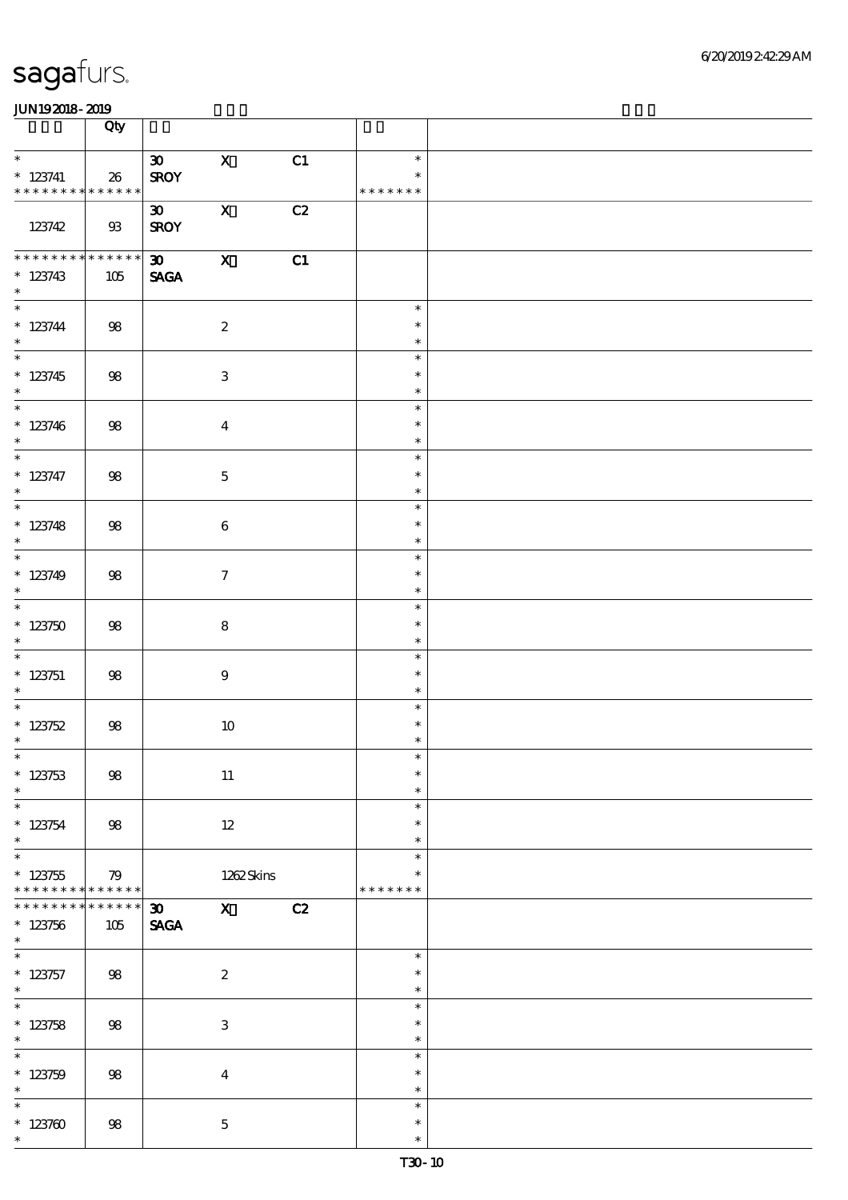| | Qty | | | | | |
|---|---|---|---|---|---|---|
| * 123741 * * * * * * * * * * * * * * | 26 | 30 SROY | X | C1 | * * * * * * * * * | |
| 123742 | 93 | 30 SROY | X | C2 | | |
| * * * * * * * * * * * * * * 123743 * | 105 | 30 SAGA | X | C1 | | |
| * 123744 * | 98 | | 2 | | * * * | |
| * 123745 * | 98 | | 3 | | * * * | |
| * 123746 * | 98 | | 4 | | * * * | |
| * 123747 * | 98 | | 5 | | * * * | |
| * 123748 * | 98 | | 6 | | * * * | |
| * 123749 * | 98 | | 7 | | * * * | |
| * 123750 * | 98 | | 8 | | * * * | |
| * 123751 * | 98 | | 9 | | * * * | |
| * 123752 * | 98 | | 10 | | * * * | |
| * 123753 * | 98 | | 11 | | * * * | |
| * 123754 * | 98 | | 12 | | * * * | |
| * 123755 * * * * * * * * * * * * * * | 79 | | 1262 Skins | | * * * * * * * * * | |
| * * * * * * * * * * * * * * 123756 * | 105 | 30 SAGA | X | C2 | | |
| * 123757 * | 98 | | 2 | | * * * | |
| * 123758 * | 98 | | 3 | | * * * | |
| * 123759 * | 98 | | 4 | | * * * | |
| * 123760 * | 98 | | 5 | | * * * | |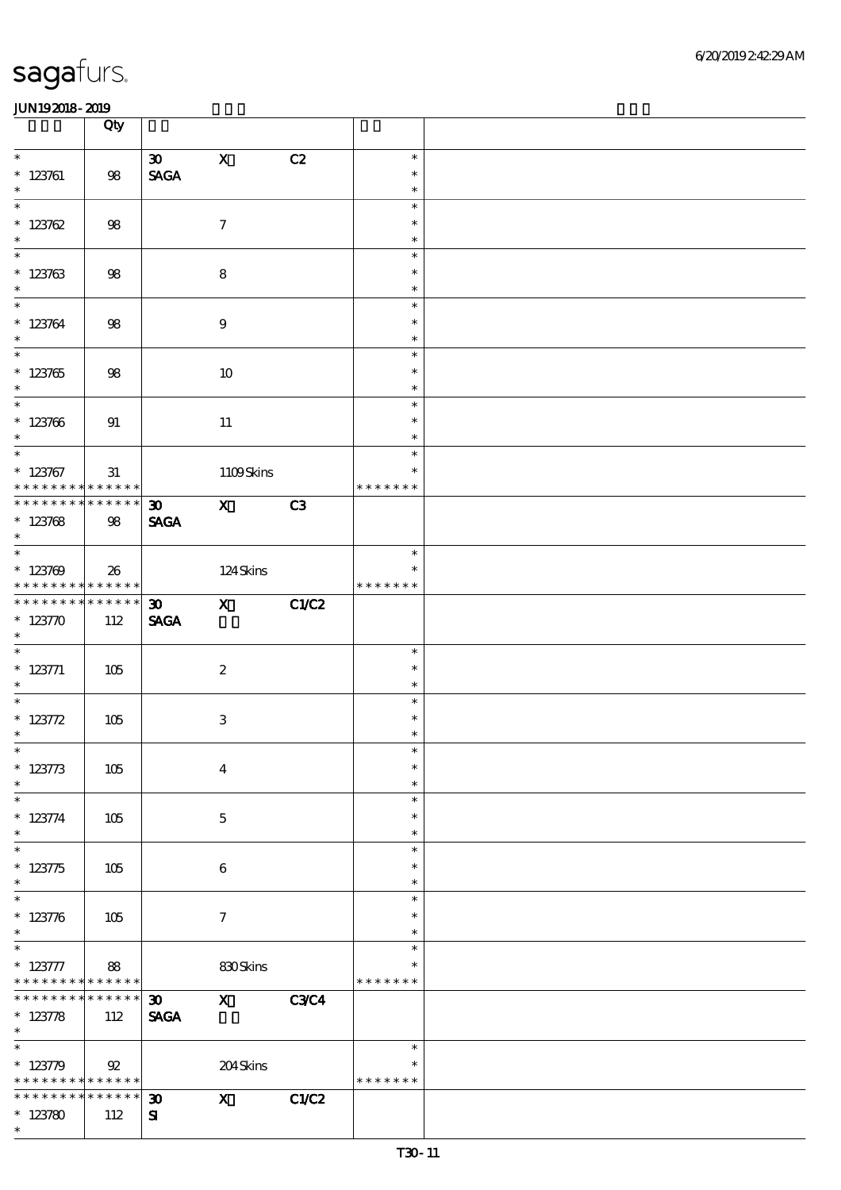# sagafurs.

JUN19 2018 - 2019

| | Qty | | | | | |
|---|---|---|---|---|---|---|
| * <br> * 123761 <br> * | 98 | 30 <br> SAGA | X | C2 | * <br> * <br> * | |
| * <br> * 123762 <br> * | 98 | | 7 | | * <br> * <br> * | |
| * <br> * 123763 <br> * | 98 | | 8 | | * <br> * <br> * | |
| * <br> * 123764 <br> * | 98 | | 9 | | * <br> * <br> * | |
| * <br> * 123765 <br> * | 98 | | 10 | | * <br> * <br> * | |
| * <br> * 123766 <br> * | 91 | | 11 | | * <br> * <br> * | |
| * <br> * 123767 <br> * * * * * * * * * * * * * * | 31 | | 1109 Skins | | * <br> * <br> * * * * * * * | |
| * * * * * * * * * * * * * * <br> * 123768 <br> * | 98 | 30 <br> SAGA | X | C3 | | |
| * <br> * 123769 <br> * * * * * * * * * * * * * * | 26 | | 124 Skins | | * <br> * <br> * * * * * * * | |
| * * * * * * * * * * * * * * <br> * 123770 <br> * | 112 | 30 <br> SAGA | X | C1/C2 | | |
| * <br> * 123771 <br> * | 105 | | 2 | | * <br> * <br> * | |
| * <br> * 123772 <br> * | 105 | | 3 | | * <br> * <br> * | |
| * <br> * 123773 <br> * | 105 | | 4 | | * <br> * <br> * | |
| * <br> * 123774 <br> * | 105 | | 5 | | * <br> * <br> * | |
| * <br> * 123775 <br> * | 105 | | 6 | | * <br> * <br> * | |
| * <br> * 123776 <br> * | 105 | | 7 | | * <br> * <br> * | |
| * <br> * 123777 <br> * * * * * * * * * * * * * * | 88 | | 830 Skins | | * <br> * <br> * * * * * * * | |
| * * * * * * * * * * * * * * <br> * 123778 <br> * | 112 | 30 <br> SAGA | X | C3/C4 | | |
| * <br> * 123779 <br> * * * * * * * * * * * * * * | 92 | | 204 Skins | | * <br> * <br> * * * * * * * | |
| * * * * * * * * * * * * * * <br> * 123780 <br> * | 112 | 30 <br> SI | X | C1/C2 | | |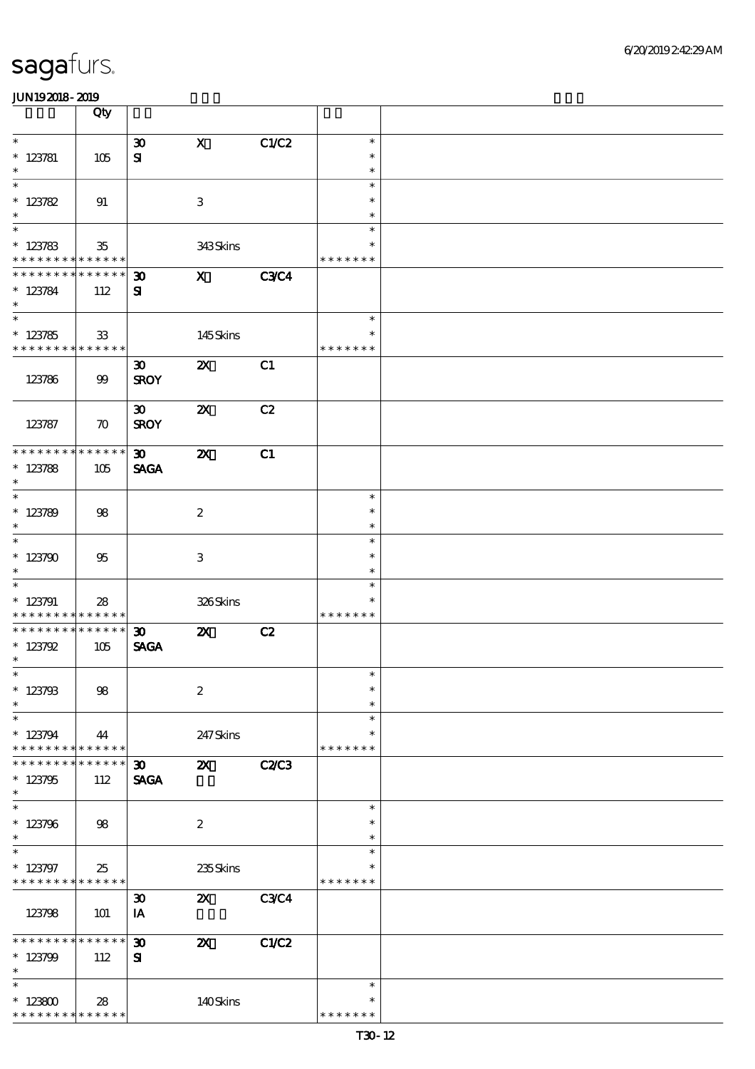sagafurs.

JUN19 2018 - 2019

| | Qty | | | | | |
|---|---|---|---|---|---|---|
| *<br>* 123781<br>* | 105 | 30<br>SI | X | C1/C2 | *<br>*<br>* | |
| *<br>* 123782<br>* | 91 | | 3 | | *<br>*<br>* | |
| *<br>* 123783<br>* * * * * * * * * * * * * * | 35 | | 343 Skins | | *<br>*<br>* * * * * * * | |
| * * * * * * * * * * * * * *<br>* 123784<br>* | 112 | 30<br>SI | X | C3/C4 | | |
| *<br>* 123785<br>* * * * * * * * * * * * * * | 33 | | 145 Skins | | *<br>*<br>* * * * * * * | |
| 123786 | 99 | 30<br>SROY | 2X | C1 | | |
| 123787 | 70 | 30<br>SROY | 2X | C2 | | |
| * * * * * * * * * * * * * *<br>* 123788<br>* | 105 | 30<br>SAGA | 2X | C1 | | |
| *<br>* 123789<br>* | 98 | | 2 | | *<br>*<br>* | |
| *<br>* 123790<br>* | 95 | | 3 | | *<br>*<br>* | |
| *<br>* 123791<br>* * * * * * * * * * * * * * | 28 | | 326 Skins | | *<br>*<br>* * * * * * * | |
| * * * * * * * * * * * * * *<br>* 123792<br>* | 105 | 30<br>SAGA | 2X | C2 | | |
| *<br>* 123793<br>* | 98 | | 2 | | *<br>*<br>* | |
| *<br>* 123794<br>* * * * * * * * * * * * * * | 44 | | 247 Skins | | *<br>*<br>* * * * * * * | |
| * * * * * * * * * * * * * *<br>* 123795<br>* | 112 | 30<br>SAGA | 2X | C2/C3 | | |
| *<br>* 123796<br>* | 98 | | 2 | | *<br>*<br>* | |
| *<br>* 123797<br>* * * * * * * * * * * * * * | 25 | | 235 Skins | | *<br>*<br>* * * * * * * | |
| 123798 | 101 | 30<br>IA | 2X | C3/C4 | | |
| * * * * * * * * * * * * * *<br>* 123799<br>* | 112 | 30<br>SI | 2X | C1/C2 | | |
| *<br>* 123800<br>* * * * * * * * * * * * * * | 28 | | 140 Skins | | *<br>*<br>* * * * * * * | |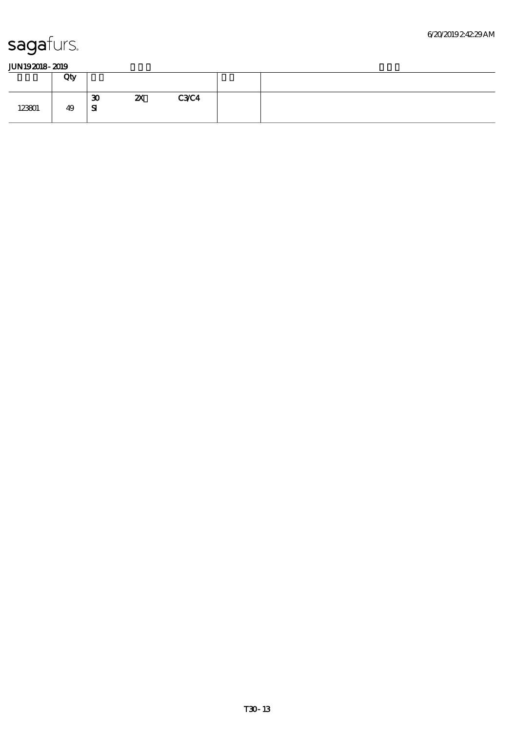sagafurs.

JUN19 2018 - 2019

|  | Qty |  |  |  |
|---|---|---|---|---|
| 123801 | 49 | 30 2X C3/C4 SI |  |  |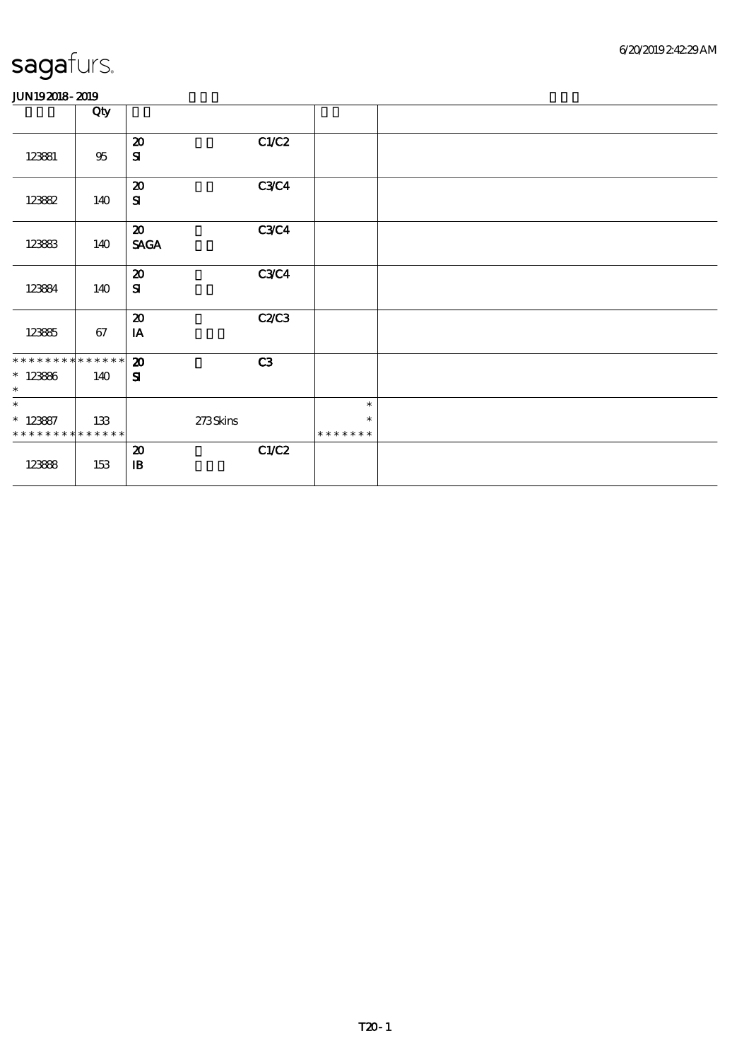# sagafurs.

JUN19 2018 - 2019

| | Qty | | | | | |
|---|---|---|---|---|---|---|
| 123881 | 95 | 20<br>SI | | C1/C2 | | |
| 123882 | 140 | 20<br>SI | | C3/C4 | | |
| 123883 | 140 | 20<br>SAGA | | C3/C4 | | |
| 123884 | 140 | 20<br>SI | | C3/C4 | | |
| 123885 | 67 | 20<br>IA | | C2/C3 | | |
| * * * * * * * * * * * * * *<br>* 123886<br>* | * * * * * *<br>140 | 20<br>SI | | C3 | | |
| *<br>* 123887<br>* * * * * * * * * * * * * * | 133<br>* * * * * * | | 273 Skins | | *<br>*<br>* * * * * * * | |
| 123888 | 153 | 20<br>IB | | C1/C2 | | |

T20 - 1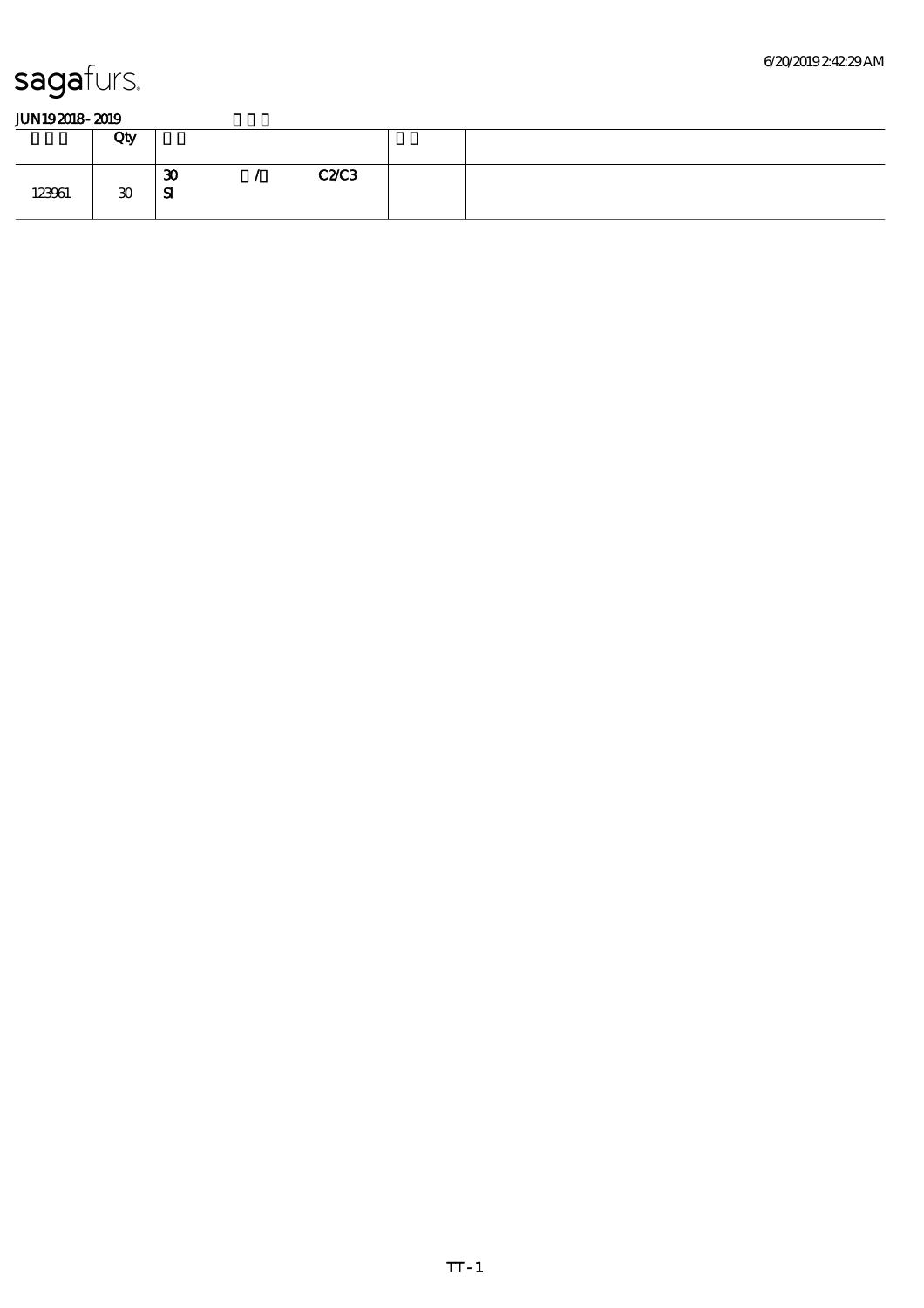sagafurs.

JUN19 2018 - 2019

| | Qty | | | | |
|---|---|---|---|---|---|
| 123961 | 30 | 30 / C2/C3<br>SI | | | |

TT - 1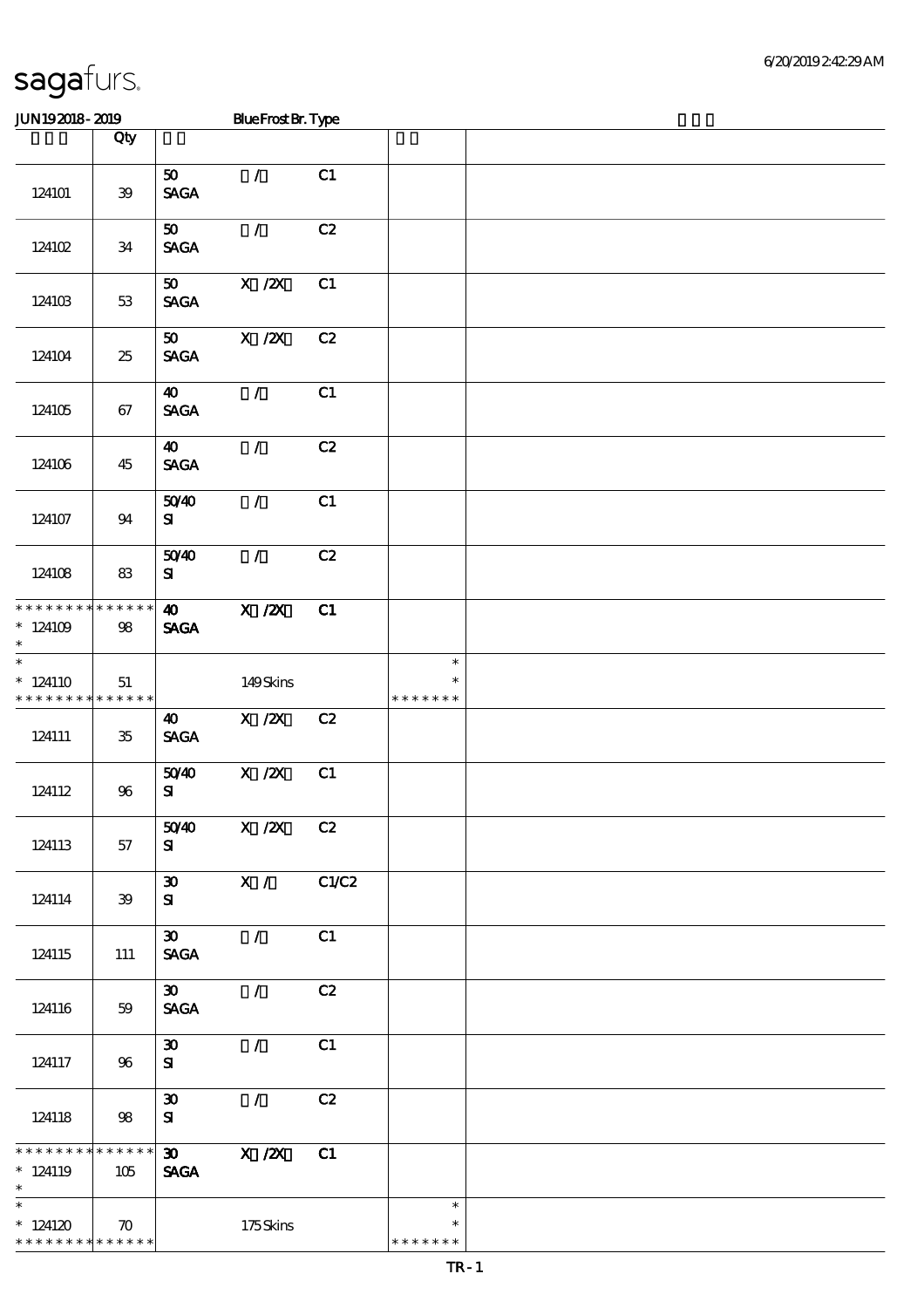sagafurs.

JUN192018 - 2019 Blue Frost Br. Type

| | Qty | | | | | |
|---|---|---|---|---|---|---|
| 124101 | 39 | 50 SAGA | / | C1 | | |
| 124102 | 34 | 50 SAGA | / | C2 | | |
| 124103 | 53 | 50 SAGA | X /2X | C1 | | |
| 124104 | 25 | 50 SAGA | X /2X | C2 | | |
| 124105 | 67 | 40 SAGA | / | C1 | | |
| 124106 | 45 | 40 SAGA | / | C2 | | |
| 124107 | 94 | 50/40 SI | / | C1 | | |
| 124108 | 83 | 50/40 SI | / | C2 | | |
| * * * * * * * * * * * * * * 124109 * | 98 | 40 SAGA | X /2X | C1 | | |
| * * 124110 * * * * * * * * * * * * * | 51 | | 149 Skins | | * * * * * * * * * | |
| 124111 | 35 | 40 SAGA | X /2X | C2 | | |
| 124112 | 96 | 50/40 SI | X /2X | C1 | | |
| 124113 | 57 | 50/40 SI | X /2X | C2 | | |
| 124114 | 39 | 30 SI | X / | C1/C2 | | |
| 124115 | 111 | 30 SAGA | / | C1 | | |
| 124116 | 59 | 30 SAGA | / | C2 | | |
| 124117 | 96 | 30 SI | / | C1 | | |
| 124118 | 98 | 30 SI | / | C2 | | |
| * * * * * * * * * * * * * * 124119 * | 105 | 30 SAGA | X /2X | C1 | | |
| * * 124120 * * * * * * * * * * * * * | 70 | | 175 Skins | | * * * * * * * * * | |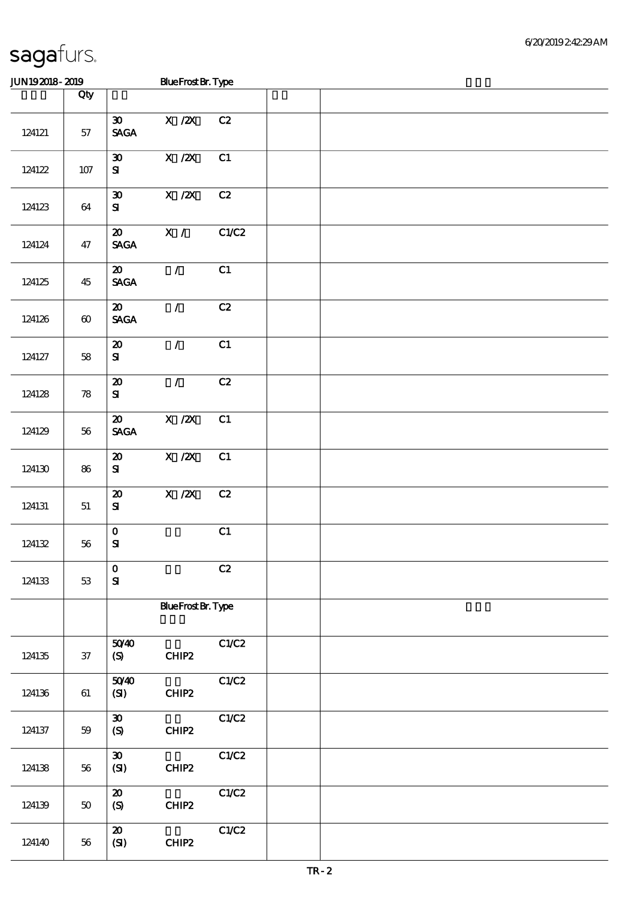# sagafurs.

JUN19 2018 - 2019 Blue Frost Br. Type

| | Qty | | | | | |
|---|---|---|---|---|---|---|
| 124121 | 57 | 30 SAGA | X /2X | C2 | | |
| 124122 | 107 | 30 SI | X /2X | C1 | | |
| 124123 | 64 | 30 SI | X /2X | C2 | | |
| 124124 | 47 | 20 SAGA | X / | C1/C2 | | |
| 124125 | 45 | 20 SAGA | / | C1 | | |
| 124126 | 60 | 20 SAGA | / | C2 | | |
| 124127 | 58 | 20 SI | / | C1 | | |
| 124128 | 78 | 20 SI | / | C2 | | |
| 124129 | 56 | 20 SAGA | X /2X | C1 | | |
| 124130 | 86 | 20 SI | X /2X | C1 | | |
| 124131 | 51 | 20 SI | X /2X | C2 | | |
| 124132 | 56 | 0 SI | | C1 | | |
| 124133 | 53 | 0 SI | | C2 | | |
| | | | Blue Frost Br. Type | | | |
| 124135 | 37 | 50/40 (S) | CHIP2 | C1/C2 | | |
| 124136 | 61 | 50/40 (SI) | CHIP2 | C1/C2 | | |
| 124137 | 59 | 30 (S) | CHIP2 | C1/C2 | | |
| 124138 | 56 | 30 (SI) | CHIP2 | C1/C2 | | |
| 124139 | 50 | 20 (S) | CHIP2 | C1/C2 | | |
| 124140 | 56 | 20 (SI) | CHIP2 | C1/C2 | | |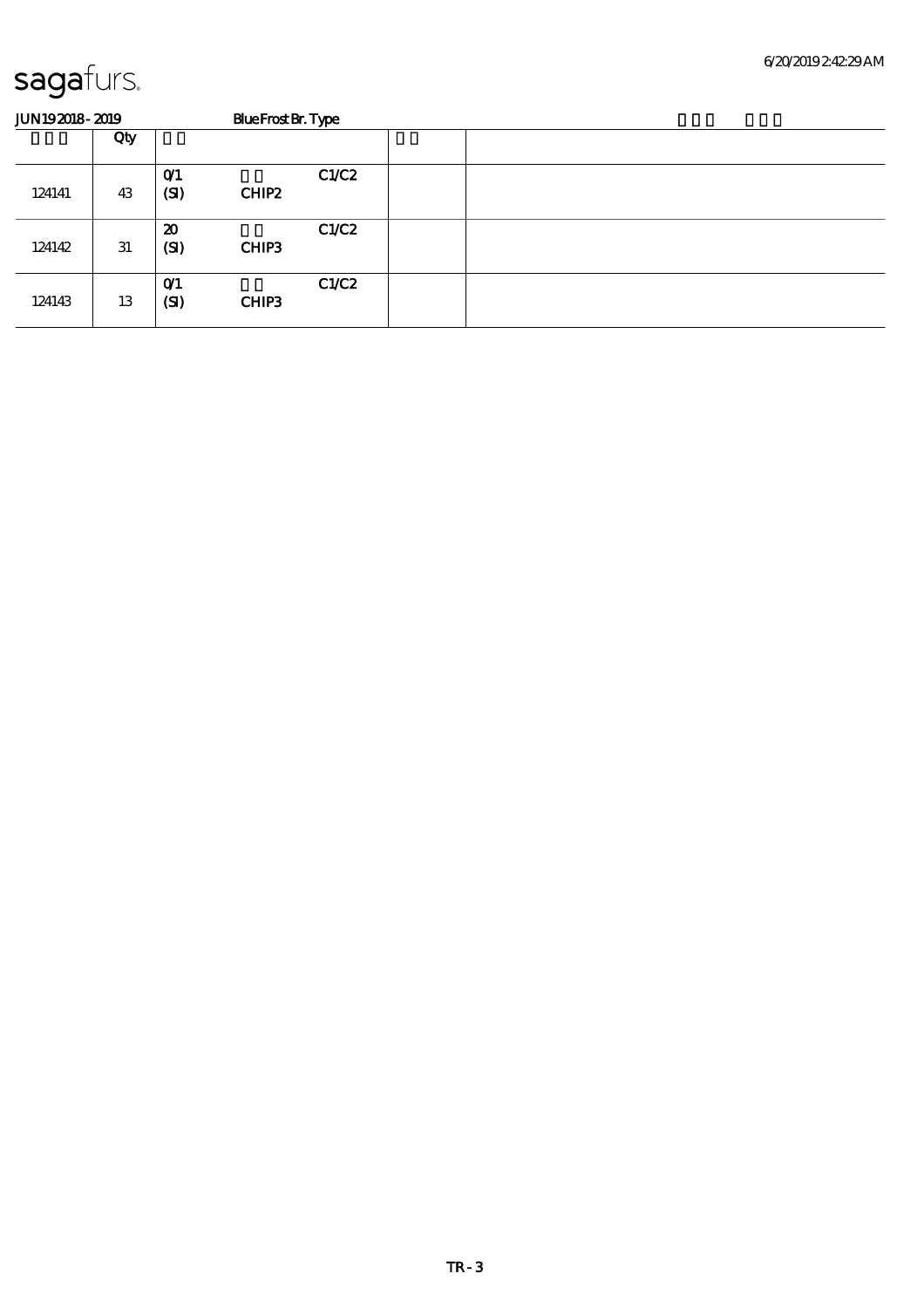sagafurs.

JUN19 2018 - 2019 Blue Frost Br. Type

| | Qty | | | | | |
|---|---|---|---|---|---|---|
| 124141 | 43 | 0/1 (SI) | CHIP2 | C1/C2 | | |
| 124142 | 31 | 20 (SI) | CHIP3 | C1/C2 | | |
| 124143 | 13 | 0/1 (SI) | CHIP3 | C1/C2 | | |

TR - 3